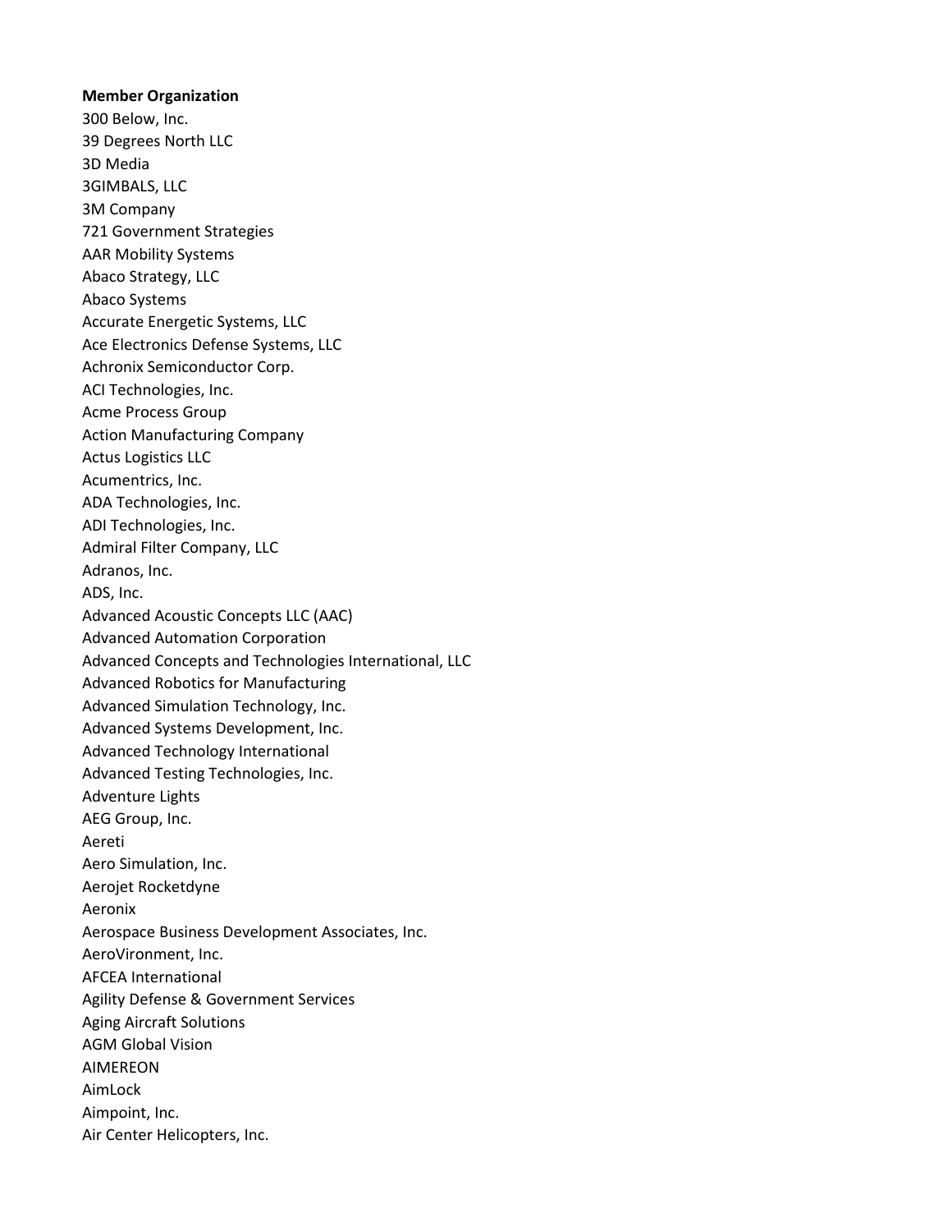**Member Organization**

300 Below, Inc.
39 Degrees North LLC
3D Media
3GIMBALS, LLC
3M Company
721 Government Strategies
AAR Mobility Systems
Abaco Strategy, LLC
Abaco Systems
Accurate Energetic Systems, LLC
Ace Electronics Defense Systems, LLC
Achronix Semiconductor Corp.
ACI Technologies, Inc.
Acme Process Group
Action Manufacturing Company
Actus Logistics LLC
Acumentrics, Inc.
ADA Technologies, Inc.
ADI Technologies, Inc.
Admiral Filter Company, LLC
Adranos, Inc.
ADS, Inc.
Advanced Acoustic Concepts LLC (AAC)
Advanced Automation Corporation
Advanced Concepts and Technologies International, LLC
Advanced Robotics for Manufacturing
Advanced Simulation Technology, Inc.
Advanced Systems Development, Inc.
Advanced Technology International
Advanced Testing Technologies, Inc.
Adventure Lights
AEG Group, Inc.
Aereti
Aero Simulation, Inc.
Aerojet Rocketdyne
Aeronix
Aerospace Business Development Associates, Inc.
AeroVironment, Inc.
AFCEA International
Agility Defense & Government Services
Aging Aircraft Solutions
AGM Global Vision
AIMEREON
AimLock
Aimpoint, Inc.
Air Center Helicopters, Inc.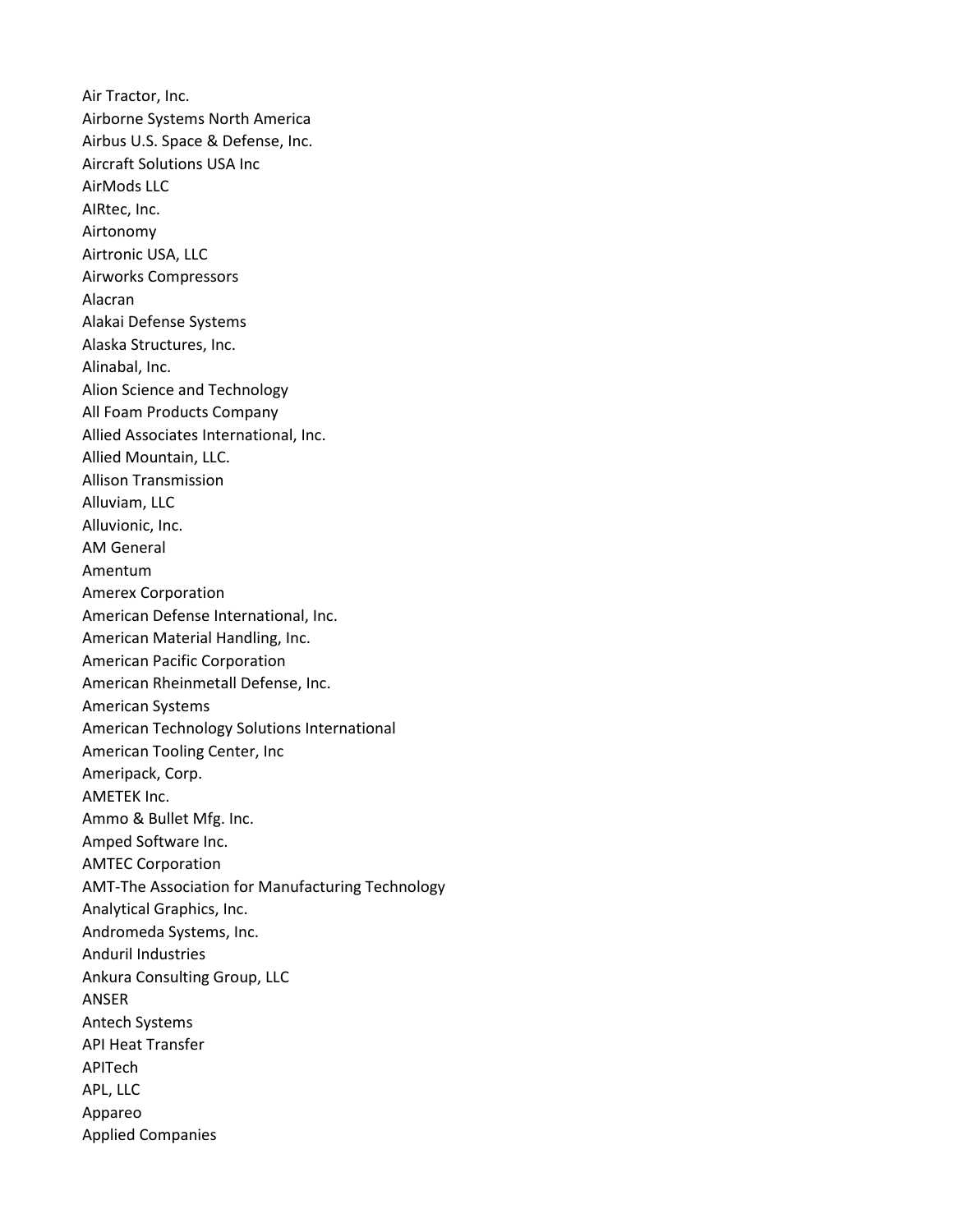Air Tractor, Inc.
Airborne Systems North America
Airbus U.S. Space & Defense, Inc.
Aircraft Solutions USA Inc
AirMods LLC
AIRtec, Inc.
Airtonomy
Airtronic USA, LLC
Airworks Compressors
Alacran
Alakai Defense Systems
Alaska Structures, Inc.
Alinabal, Inc.
Alion Science and Technology
All Foam Products Company
Allied Associates International, Inc.
Allied Mountain, LLC.
Allison Transmission
Alluviam, LLC
Alluvionic, Inc.
AM General
Amentum
Amerex Corporation
American Defense International, Inc.
American Material Handling, Inc.
American Pacific Corporation
American Rheinmetall Defense, Inc.
American Systems
American Technology Solutions International
American Tooling Center, Inc
Ameripack, Corp.
AMETEK Inc.
Ammo & Bullet Mfg. Inc.
Amped Software Inc.
AMTEC Corporation
AMT-The Association for Manufacturing Technology
Analytical Graphics, Inc.
Andromeda Systems, Inc.
Anduril Industries
Ankura Consulting Group, LLC
ANSER
Antech Systems
API Heat Transfer
APITech
APL, LLC
Appareo
Applied Companies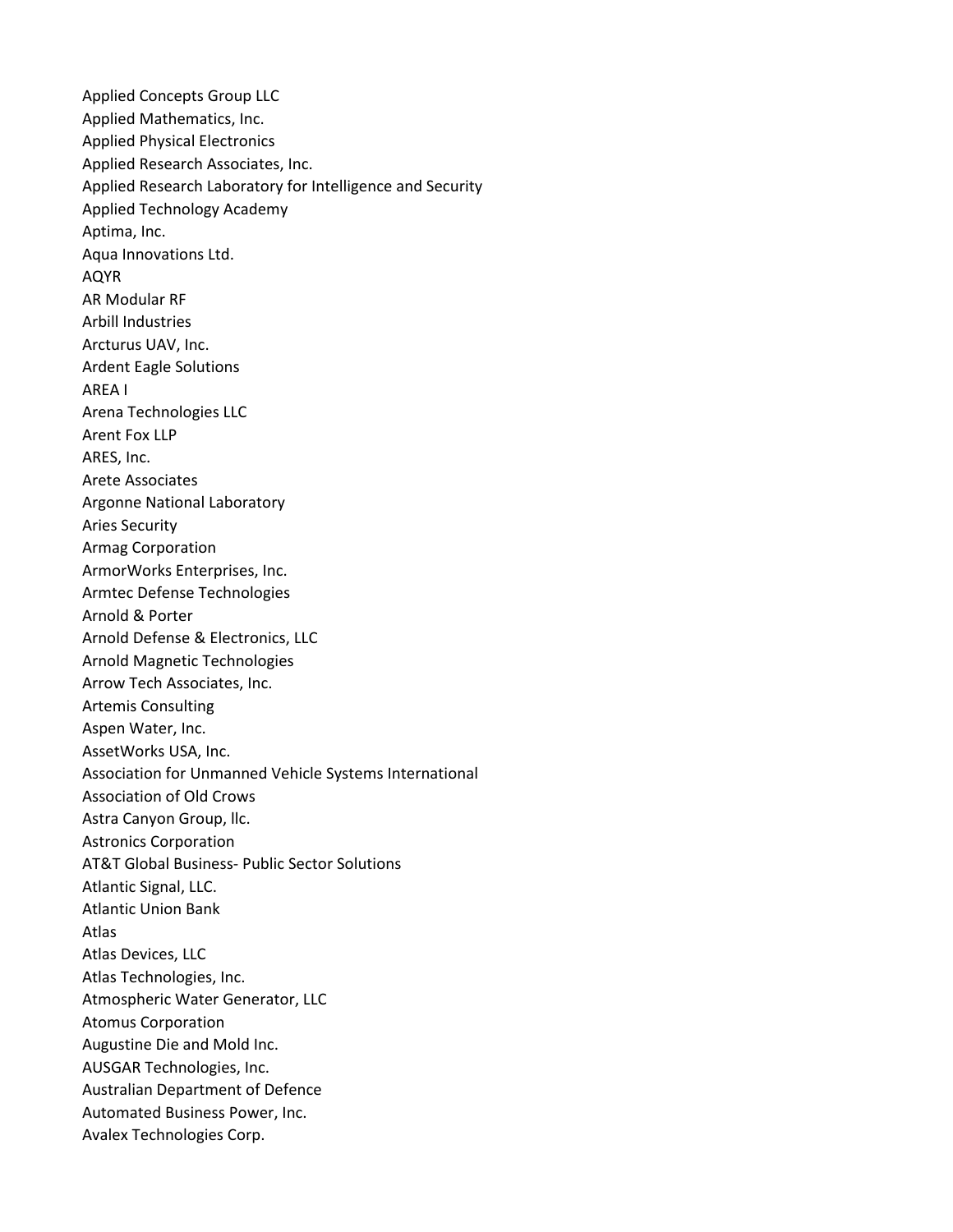Applied Concepts Group LLC
Applied Mathematics, Inc.
Applied Physical Electronics
Applied Research Associates, Inc.
Applied Research Laboratory for Intelligence and Security
Applied Technology Academy
Aptima, Inc.
Aqua Innovations Ltd.
AQYR
AR Modular RF
Arbill Industries
Arcturus UAV, Inc.
Ardent Eagle Solutions
AREA I
Arena Technologies LLC
Arent Fox LLP
ARES, Inc.
Arete Associates
Argonne National Laboratory
Aries Security
Armag Corporation
ArmorWorks Enterprises, Inc.
Armtec Defense Technologies
Arnold & Porter
Arnold Defense & Electronics, LLC
Arnold Magnetic Technologies
Arrow Tech Associates, Inc.
Artemis Consulting
Aspen Water, Inc.
AssetWorks USA, Inc.
Association for Unmanned Vehicle Systems International
Association of Old Crows
Astra Canyon Group, llc.
Astronics Corporation
AT&T Global Business- Public Sector Solutions
Atlantic Signal, LLC.
Atlantic Union Bank
Atlas
Atlas Devices, LLC
Atlas Technologies, Inc.
Atmospheric Water Generator, LLC
Atomus Corporation
Augustine Die and Mold Inc.
AUSGAR Technologies, Inc.
Australian Department of Defence
Automated Business Power, Inc.
Avalex Technologies Corp.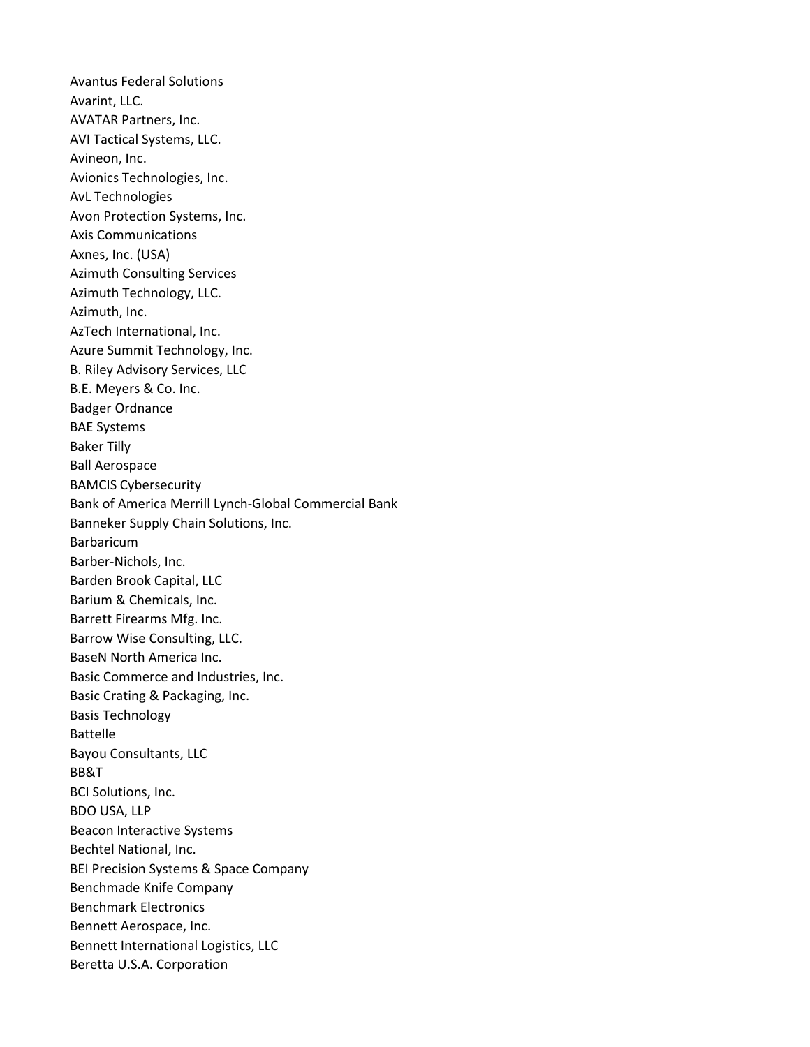Avantus Federal Solutions
Avarint, LLC.
AVATAR Partners, Inc.
AVI Tactical Systems, LLC.
Avineon, Inc.
Avionics Technologies, Inc.
AvL Technologies
Avon Protection Systems, Inc.
Axis Communications
Axnes, Inc. (USA)
Azimuth Consulting Services
Azimuth Technology, LLC.
Azimuth, Inc.
AzTech International, Inc.
Azure Summit Technology, Inc.
B. Riley Advisory Services, LLC
B.E. Meyers & Co. Inc.
Badger Ordnance
BAE Systems
Baker Tilly
Ball Aerospace
BAMCIS Cybersecurity
Bank of America Merrill Lynch-Global Commercial Bank
Banneker Supply Chain Solutions, Inc.
Barbaricum
Barber-Nichols, Inc.
Barden Brook Capital, LLC
Barium & Chemicals, Inc.
Barrett Firearms Mfg. Inc.
Barrow Wise Consulting, LLC.
BaseN North America Inc.
Basic Commerce and Industries, Inc.
Basic Crating & Packaging, Inc.
Basis Technology
Battelle
Bayou Consultants, LLC
BB&T
BCI Solutions, Inc.
BDO USA, LLP
Beacon Interactive Systems
Bechtel National, Inc.
BEI Precision Systems & Space Company
Benchmade Knife Company
Benchmark Electronics
Bennett Aerospace, Inc.
Bennett International Logistics, LLC
Beretta U.S.A. Corporation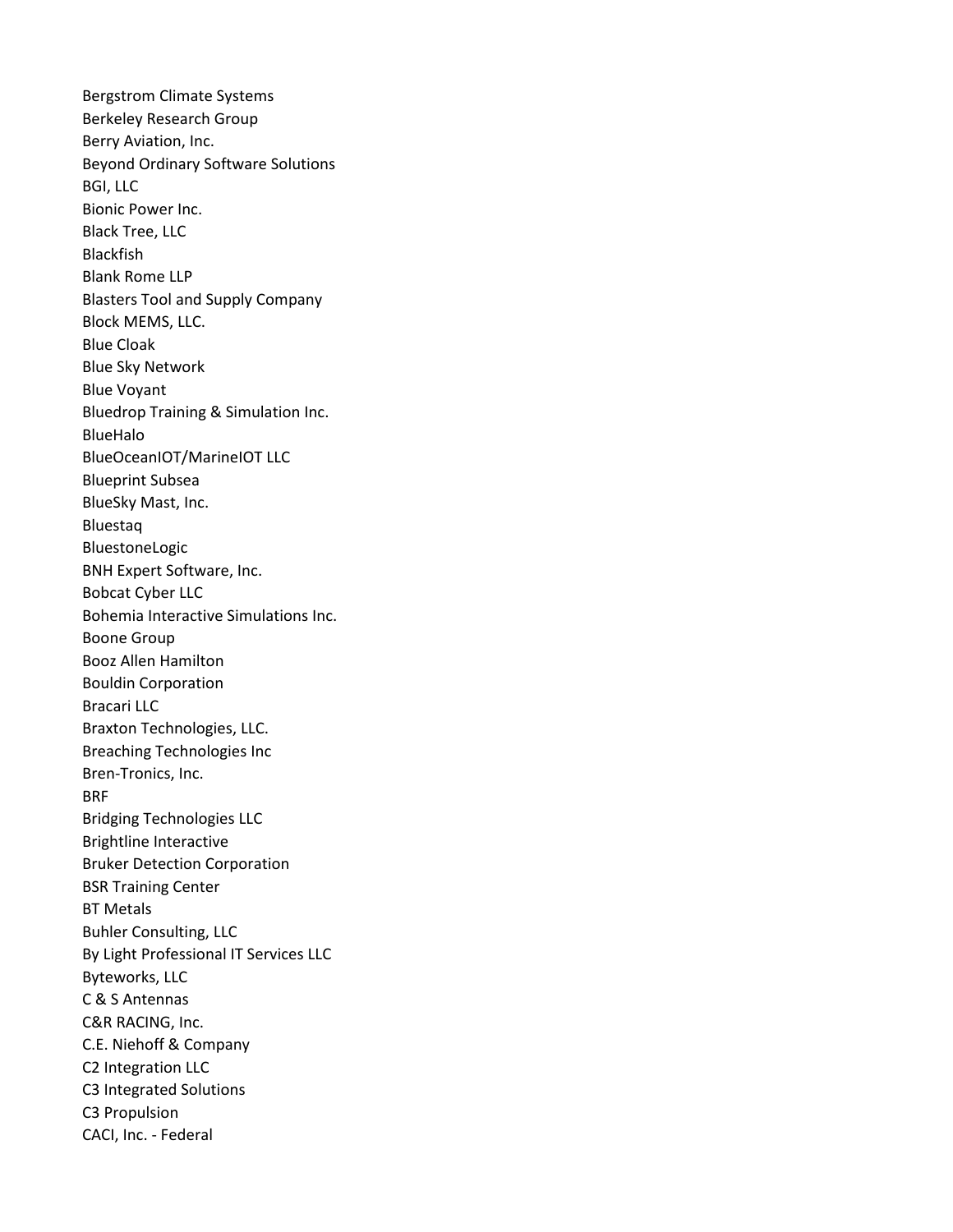Bergstrom Climate Systems
Berkeley Research Group
Berry Aviation, Inc.
Beyond Ordinary Software Solutions
BGI, LLC
Bionic Power Inc.
Black Tree, LLC
Blackfish
Blank Rome LLP
Blasters Tool and Supply Company
Block MEMS, LLC.
Blue Cloak
Blue Sky Network
Blue Voyant
Bluedrop Training & Simulation Inc.
BlueHalo
BlueOceanIOT/MarineIOT LLC
Blueprint Subsea
BlueSky Mast, Inc.
Bluestaq
BluestoneLogic
BNH Expert Software, Inc.
Bobcat Cyber LLC
Bohemia Interactive Simulations Inc.
Boone Group
Booz Allen Hamilton
Bouldin Corporation
Bracari LLC
Braxton Technologies, LLC.
Breaching Technologies Inc
Bren-Tronics, Inc.
BRF
Bridging Technologies LLC
Brightline Interactive
Bruker Detection Corporation
BSR Training Center
BT Metals
Buhler Consulting, LLC
By Light Professional IT Services LLC
Byteworks, LLC
C & S Antennas
C&R RACING, Inc.
C.E. Niehoff & Company
C2 Integration LLC
C3 Integrated Solutions
C3 Propulsion
CACI, Inc. - Federal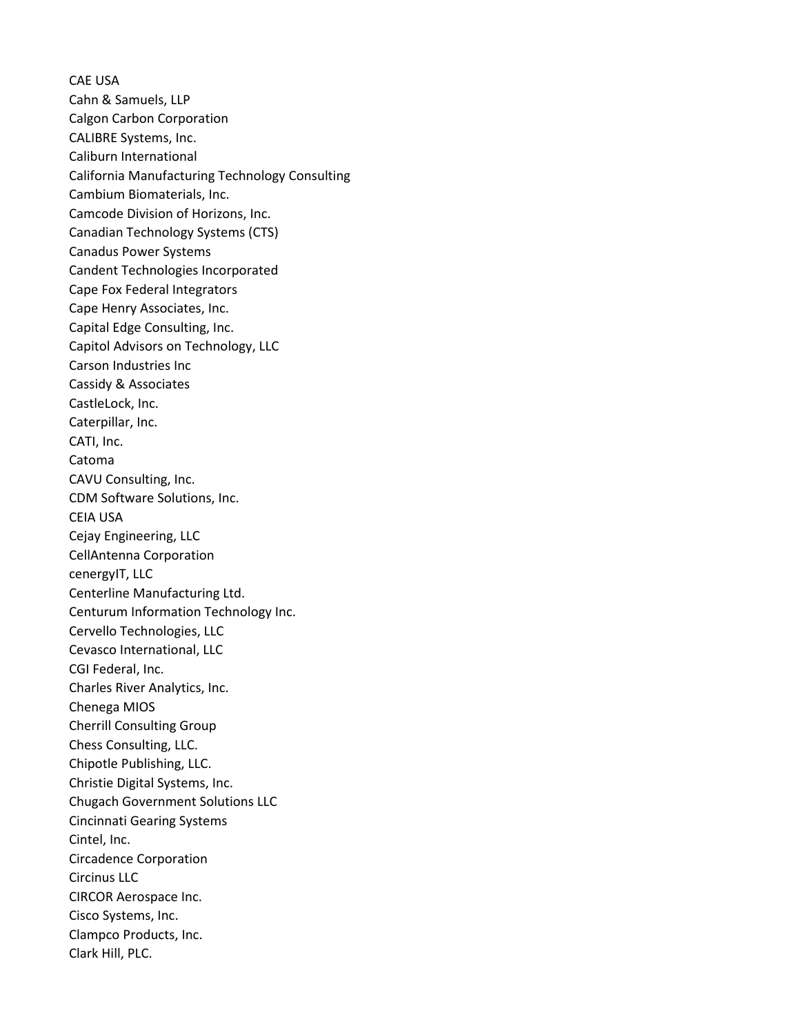CAE USA
Cahn & Samuels, LLP
Calgon Carbon Corporation
CALIBRE Systems, Inc.
Caliburn International
California Manufacturing Technology Consulting
Cambium Biomaterials, Inc.
Camcode Division of Horizons, Inc.
Canadian Technology Systems (CTS)
Canadus Power Systems
Candent Technologies Incorporated
Cape Fox Federal Integrators
Cape Henry Associates, Inc.
Capital Edge Consulting, Inc.
Capitol Advisors on Technology, LLC
Carson Industries Inc
Cassidy & Associates
CastleLock, Inc.
Caterpillar, Inc.
CATI, Inc.
Catoma
CAVU Consulting, Inc.
CDM Software Solutions, Inc.
CEIA USA
Cejay Engineering, LLC
CellAntenna Corporation
cenergyIT, LLC
Centerline Manufacturing Ltd.
Centurum Information Technology Inc.
Cervello Technologies, LLC
Cevasco International, LLC
CGI Federal, Inc.
Charles River Analytics, Inc.
Chenega MIOS
Cherrill Consulting Group
Chess Consulting, LLC.
Chipotle Publishing, LLC.
Christie Digital Systems, Inc.
Chugach Government Solutions LLC
Cincinnati Gearing Systems
Cintel, Inc.
Circadence Corporation
Circinus LLC
CIRCOR Aerospace Inc.
Cisco Systems, Inc.
Clampco Products, Inc.
Clark Hill, PLC.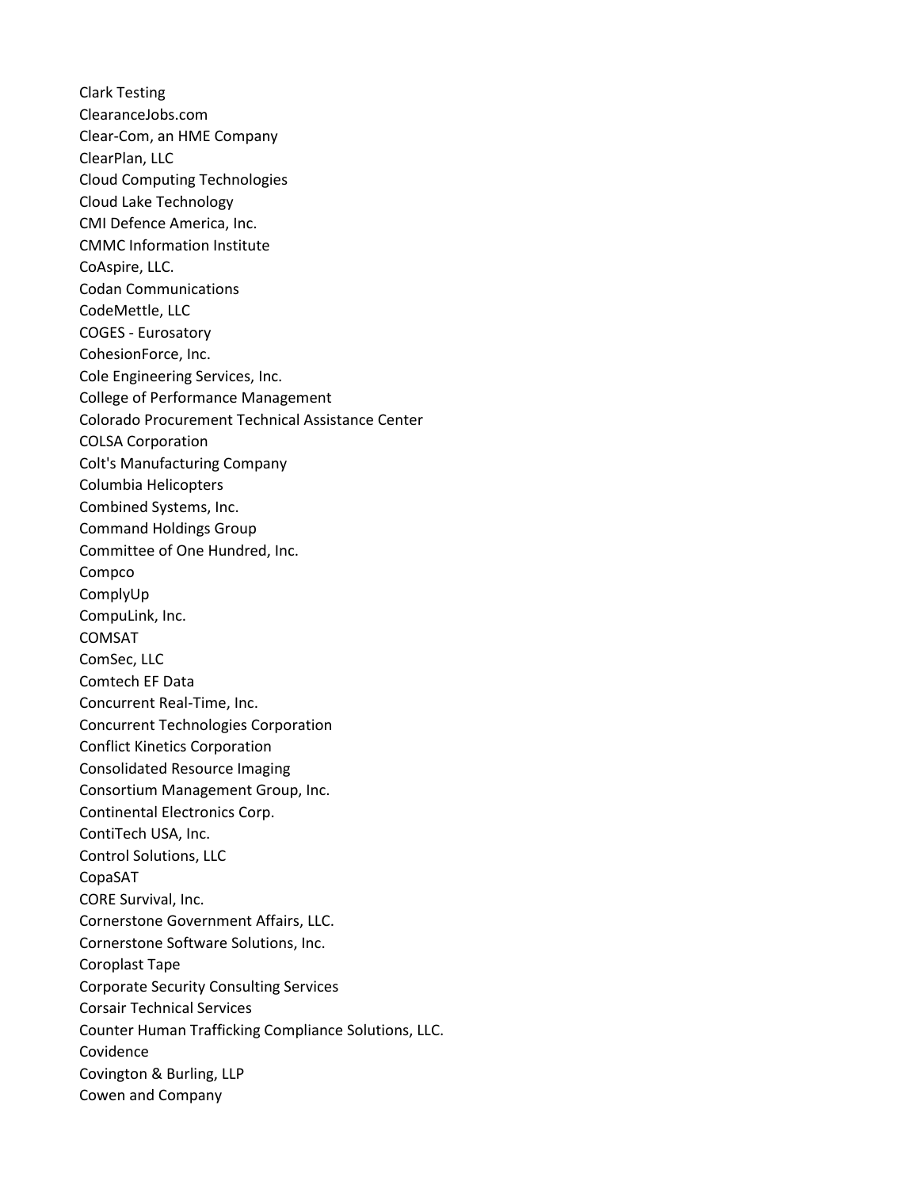Clark Testing
ClearanceJobs.com
Clear-Com, an HME Company
ClearPlan, LLC
Cloud Computing Technologies
Cloud Lake Technology
CMI Defence America, Inc.
CMMC Information Institute
CoAspire, LLC.
Codan Communications
CodeMettle, LLC
COGES - Eurosatory
CohesionForce, Inc.
Cole Engineering Services, Inc.
College of Performance Management
Colorado Procurement Technical Assistance Center
COLSA Corporation
Colt's Manufacturing Company
Columbia Helicopters
Combined Systems, Inc.
Command Holdings Group
Committee of One Hundred, Inc.
Compco
ComplyUp
CompuLink, Inc.
COMSAT
ComSec, LLC
Comtech EF Data
Concurrent Real-Time, Inc.
Concurrent Technologies Corporation
Conflict Kinetics Corporation
Consolidated Resource Imaging
Consortium Management Group, Inc.
Continental Electronics Corp.
ContiTech USA, Inc.
Control Solutions, LLC
CopaSAT
CORE Survival, Inc.
Cornerstone Government Affairs, LLC.
Cornerstone Software Solutions, Inc.
Coroplast Tape
Corporate Security Consulting Services
Corsair Technical Services
Counter Human Trafficking Compliance Solutions, LLC.
Covidence
Covington & Burling, LLP
Cowen and Company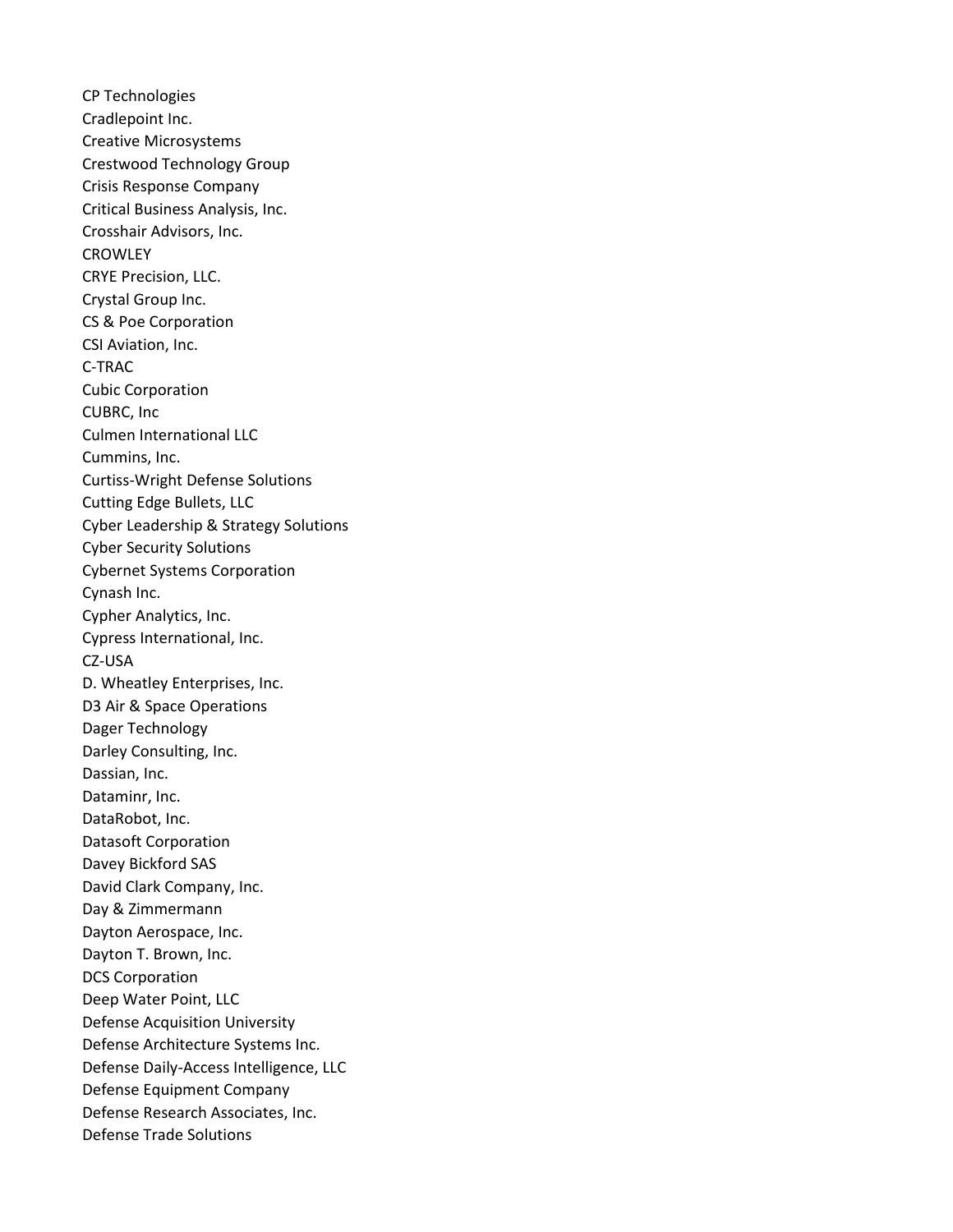CP Technologies
Cradlepoint Inc.
Creative Microsystems
Crestwood Technology Group
Crisis Response Company
Critical Business Analysis, Inc.
Crosshair Advisors, Inc.
CROWLEY
CRYE Precision, LLC.
Crystal Group Inc.
CS & Poe Corporation
CSI Aviation, Inc.
C-TRAC
Cubic Corporation
CUBRC, Inc
Culmen International LLC
Cummins, Inc.
Curtiss-Wright Defense Solutions
Cutting Edge Bullets, LLC
Cyber Leadership & Strategy Solutions
Cyber Security Solutions
Cybernet Systems Corporation
Cynash Inc.
Cypher Analytics, Inc.
Cypress International, Inc.
CZ-USA
D. Wheatley Enterprises, Inc.
D3 Air & Space Operations
Dager Technology
Darley Consulting, Inc.
Dassian, Inc.
Dataminr, Inc.
DataRobot, Inc.
Datasoft Corporation
Davey Bickford SAS
David Clark Company, Inc.
Day & Zimmermann
Dayton Aerospace, Inc.
Dayton T. Brown, Inc.
DCS Corporation
Deep Water Point, LLC
Defense Acquisition University
Defense Architecture Systems Inc.
Defense Daily-Access Intelligence, LLC
Defense Equipment Company
Defense Research Associates, Inc.
Defense Trade Solutions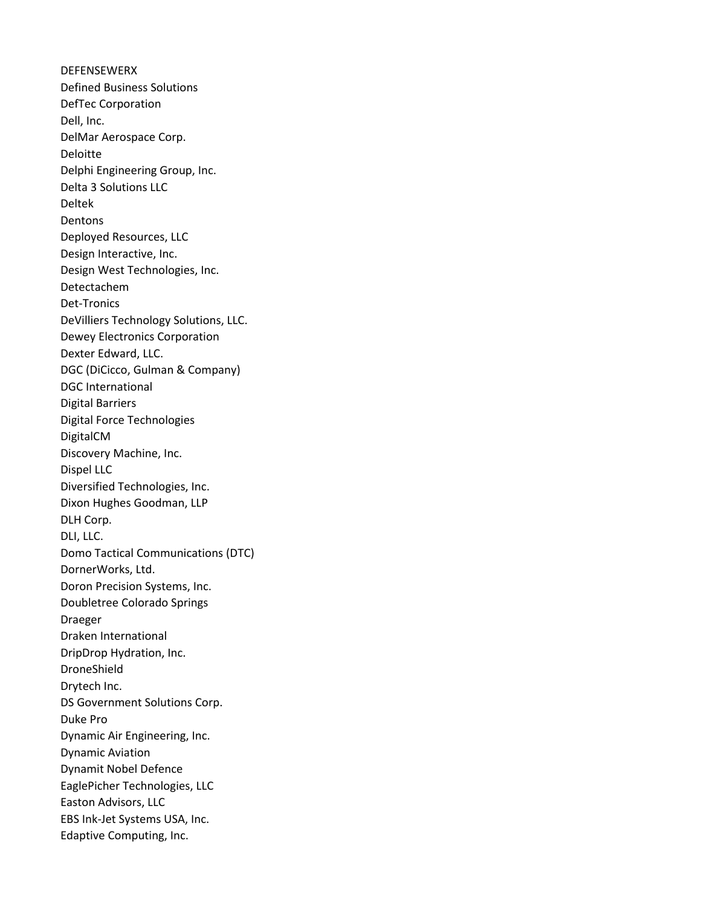DEFENSEWERX
Defined Business Solutions
DefTec Corporation
Dell, Inc.
DelMar Aerospace Corp.
Deloitte
Delphi Engineering Group, Inc.
Delta 3 Solutions LLC
Deltek
Dentons
Deployed Resources, LLC
Design Interactive, Inc.
Design West Technologies, Inc.
Detectachem
Det-Tronics
DeVilliers Technology Solutions, LLC.
Dewey Electronics Corporation
Dexter Edward, LLC.
DGC (DiCicco, Gulman & Company)
DGC International
Digital Barriers
Digital Force Technologies
DigitalCM
Discovery Machine, Inc.
Dispel LLC
Diversified Technologies, Inc.
Dixon Hughes Goodman, LLP
DLH Corp.
DLI, LLC.
Domo Tactical Communications (DTC)
DornerWorks, Ltd.
Doron Precision Systems, Inc.
Doubletree Colorado Springs
Draeger
Draken International
DripDrop Hydration, Inc.
DroneShield
Drytech Inc.
DS Government Solutions Corp.
Duke Pro
Dynamic Air Engineering, Inc.
Dynamic Aviation
Dynamit Nobel Defence
EaglePicher Technologies, LLC
Easton Advisors, LLC
EBS Ink-Jet Systems USA, Inc.
Edaptive Computing, Inc.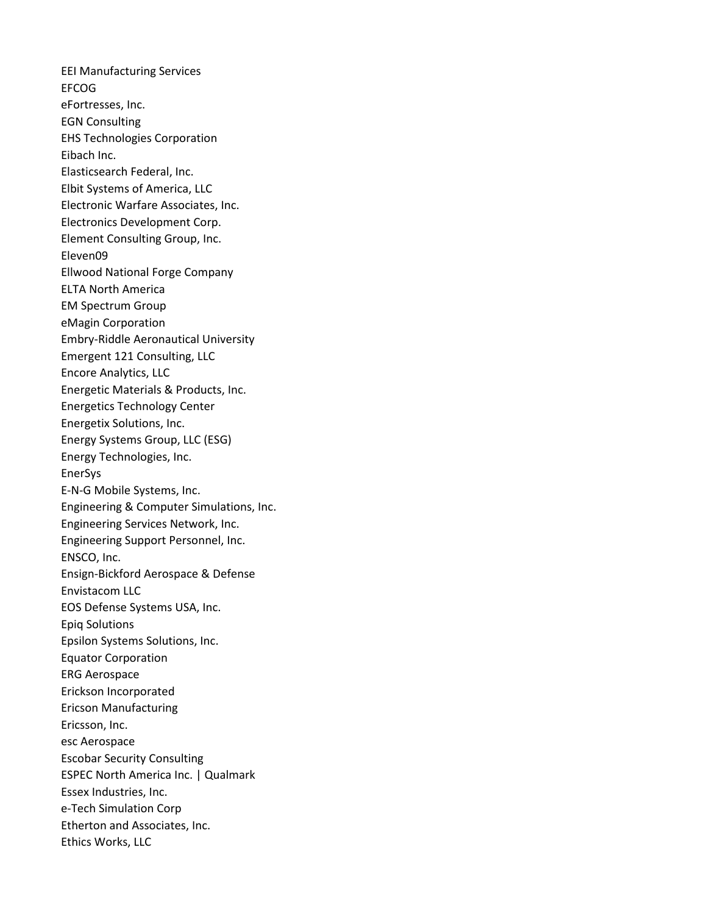EEI Manufacturing Services
EFCOG
eFortresses, Inc.
EGN Consulting
EHS Technologies Corporation
Eibach Inc.
Elasticsearch Federal, Inc.
Elbit Systems of America, LLC
Electronic Warfare Associates, Inc.
Electronics Development Corp.
Element Consulting Group, Inc.
Eleven09
Ellwood National Forge Company
ELTA North America
EM Spectrum Group
eMagin Corporation
Embry-Riddle Aeronautical University
Emergent 121 Consulting, LLC
Encore Analytics, LLC
Energetic Materials & Products, Inc.
Energetics Technology Center
Energetix Solutions, Inc.
Energy Systems Group, LLC (ESG)
Energy Technologies, Inc.
EnerSys
E-N-G Mobile Systems, Inc.
Engineering & Computer Simulations, Inc.
Engineering Services Network, Inc.
Engineering Support Personnel, Inc.
ENSCO, Inc.
Ensign-Bickford Aerospace & Defense
Envistacom LLC
EOS Defense Systems USA, Inc.
Epiq Solutions
Epsilon Systems Solutions, Inc.
Equator Corporation
ERG Aerospace
Erickson Incorporated
Ericson Manufacturing
Ericsson, Inc.
esc Aerospace
Escobar Security Consulting
ESPEC North America Inc. | Qualmark
Essex Industries, Inc.
e-Tech Simulation Corp
Etherton and Associates, Inc.
Ethics Works, LLC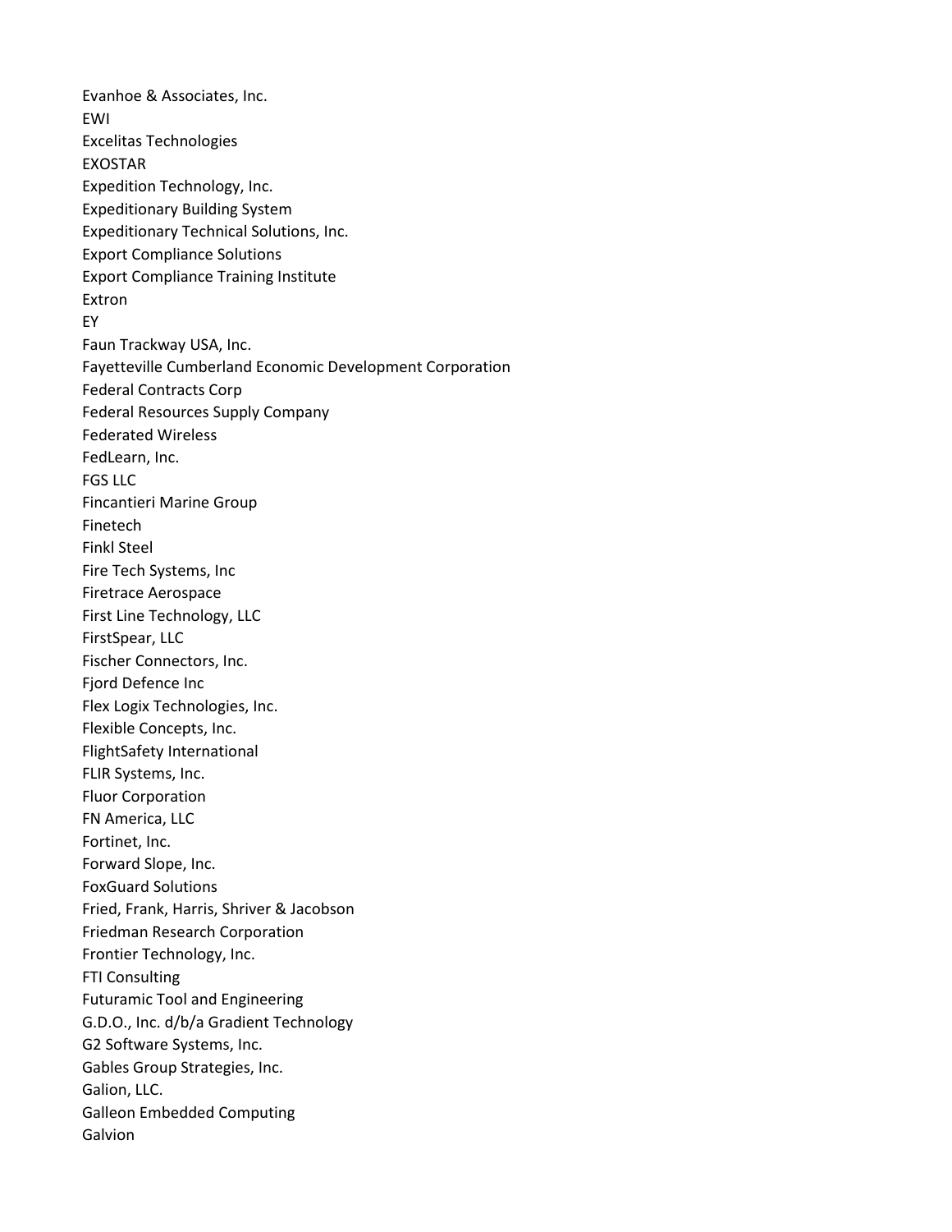Evanhoe & Associates, Inc.
EWI
Excelitas Technologies
EXOSTAR
Expedition Technology, Inc.
Expeditionary Building System
Expeditionary Technical Solutions, Inc.
Export Compliance Solutions
Export Compliance Training Institute
Extron
EY
Faun Trackway USA, Inc.
Fayetteville Cumberland Economic Development Corporation
Federal Contracts Corp
Federal Resources Supply Company
Federated Wireless
FedLearn, Inc.
FGS LLC
Fincantieri Marine Group
Finetech
Finkl Steel
Fire Tech Systems, Inc
Firetrace Aerospace
First Line Technology, LLC
FirstSpear, LLC
Fischer Connectors, Inc.
Fjord Defence Inc
Flex Logix Technologies, Inc.
Flexible Concepts, Inc.
FlightSafety International
FLIR Systems, Inc.
Fluor Corporation
FN America, LLC
Fortinet, Inc.
Forward Slope, Inc.
FoxGuard Solutions
Fried, Frank, Harris, Shriver & Jacobson
Friedman Research Corporation
Frontier Technology, Inc.
FTI Consulting
Futuramic Tool and Engineering
G.D.O., Inc. d/b/a Gradient Technology
G2 Software Systems, Inc.
Gables Group Strategies, Inc.
Galion, LLC.
Galleon Embedded Computing
Galvion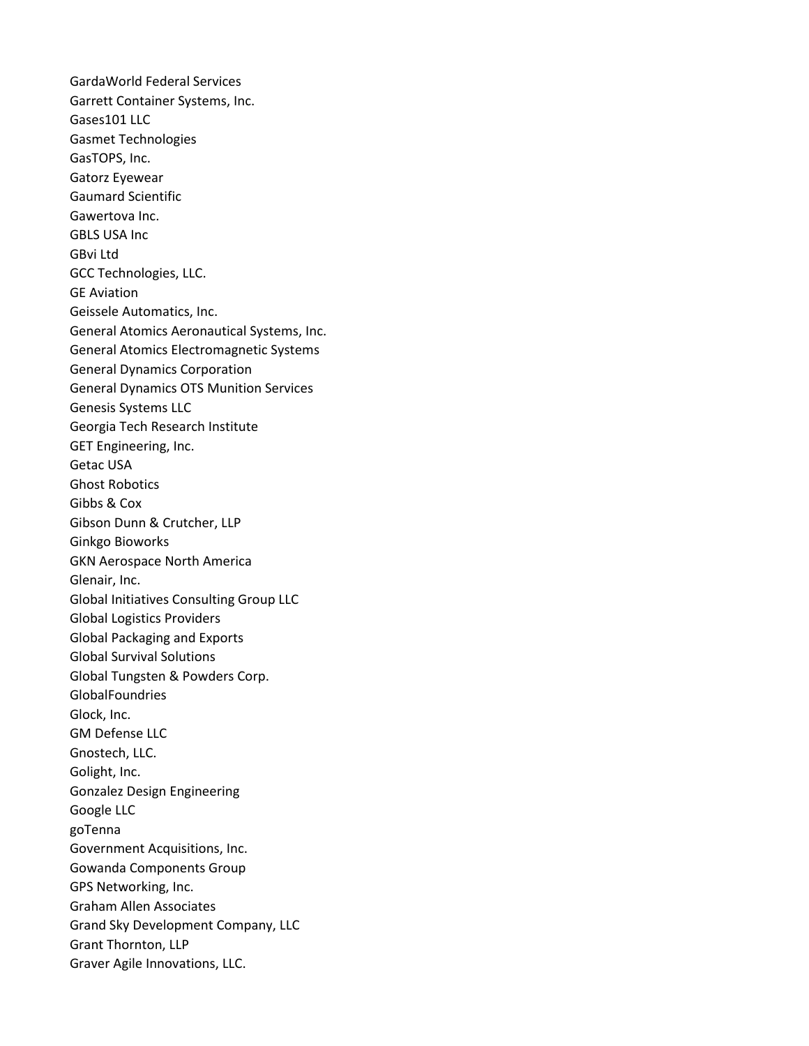GardaWorld Federal Services
Garrett Container Systems, Inc.
Gases101 LLC
Gasmet Technologies
GasTOPS, Inc.
Gatorz Eyewear
Gaumard Scientific
Gawertova Inc.
GBLS USA Inc
GBvi Ltd
GCC Technologies, LLC.
GE Aviation
Geissele Automatics, Inc.
General Atomics Aeronautical Systems, Inc.
General Atomics Electromagnetic Systems
General Dynamics Corporation
General Dynamics OTS Munition Services
Genesis Systems LLC
Georgia Tech Research Institute
GET Engineering, Inc.
Getac USA
Ghost Robotics
Gibbs & Cox
Gibson Dunn & Crutcher, LLP
Ginkgo Bioworks
GKN Aerospace North America
Glenair, Inc.
Global Initiatives Consulting Group LLC
Global Logistics Providers
Global Packaging and Exports
Global Survival Solutions
Global Tungsten & Powders Corp.
GlobalFoundries
Glock, Inc.
GM Defense LLC
Gnostech, LLC.
Golight, Inc.
Gonzalez Design Engineering
Google LLC
goTenna
Government Acquisitions, Inc.
Gowanda Components Group
GPS Networking, Inc.
Graham Allen Associates
Grand Sky Development Company, LLC
Grant Thornton, LLP
Graver Agile Innovations, LLC.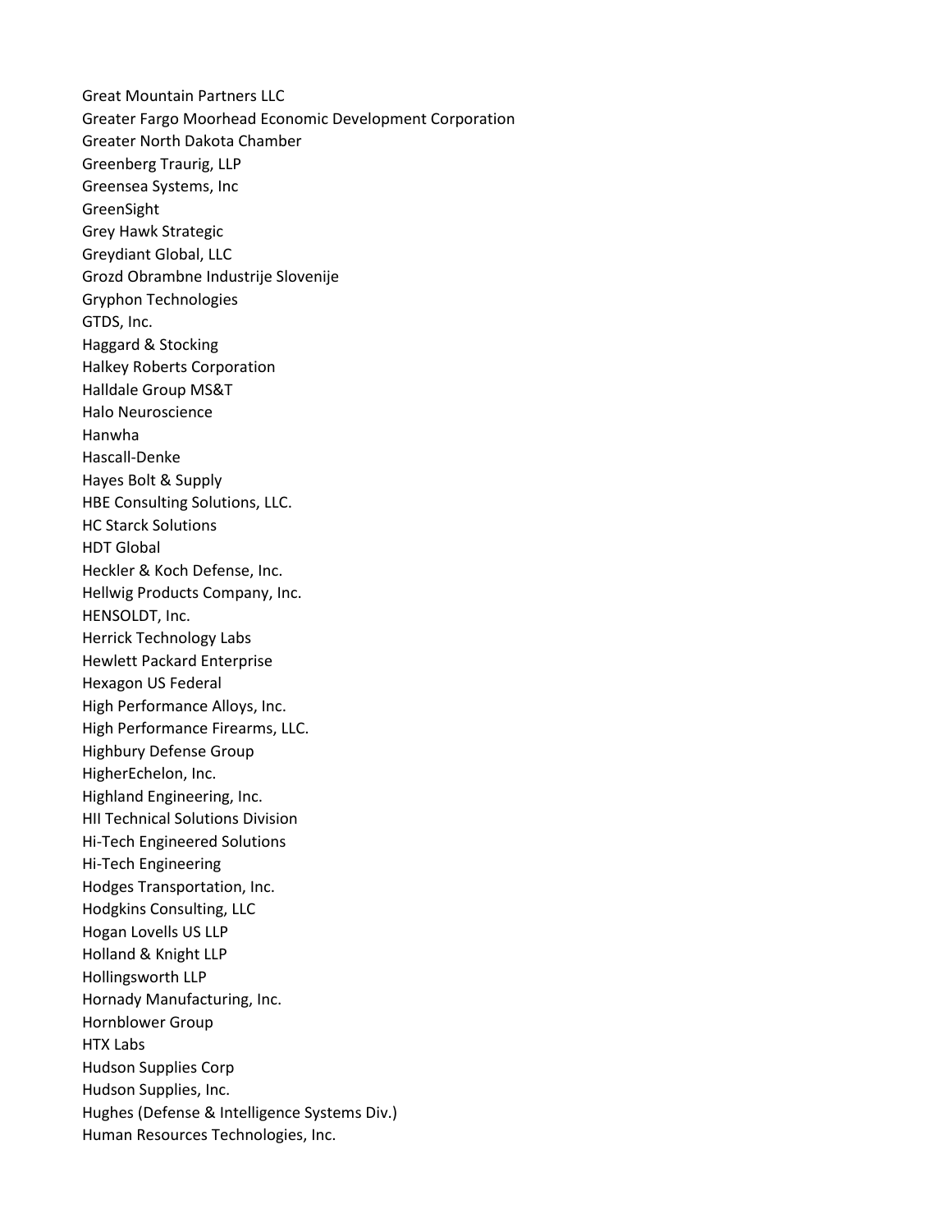Great Mountain Partners LLC
Greater Fargo Moorhead Economic Development Corporation
Greater North Dakota Chamber
Greenberg Traurig, LLP
Greensea Systems, Inc
GreenSight
Grey Hawk Strategic
Greydiant Global, LLC
Grozd Obrambne Industrije Slovenije
Gryphon Technologies
GTDS, Inc.
Haggard & Stocking
Halkey Roberts Corporation
Halldale Group MS&T
Halo Neuroscience
Hanwha
Hascall-Denke
Hayes Bolt & Supply
HBE Consulting Solutions, LLC.
HC Starck Solutions
HDT Global
Heckler & Koch Defense, Inc.
Hellwig Products Company, Inc.
HENSOLDT, Inc.
Herrick Technology Labs
Hewlett Packard Enterprise
Hexagon US Federal
High Performance Alloys, Inc.
High Performance Firearms, LLC.
Highbury Defense Group
HigherEchelon, Inc.
Highland Engineering, Inc.
HII Technical Solutions Division
Hi-Tech Engineered Solutions
Hi-Tech Engineering
Hodges Transportation, Inc.
Hodgkins Consulting, LLC
Hogan Lovells US LLP
Holland & Knight LLP
Hollingsworth LLP
Hornady Manufacturing, Inc.
Hornblower Group
HTX Labs
Hudson Supplies Corp
Hudson Supplies, Inc.
Hughes (Defense & Intelligence Systems Div.)
Human Resources Technologies, Inc.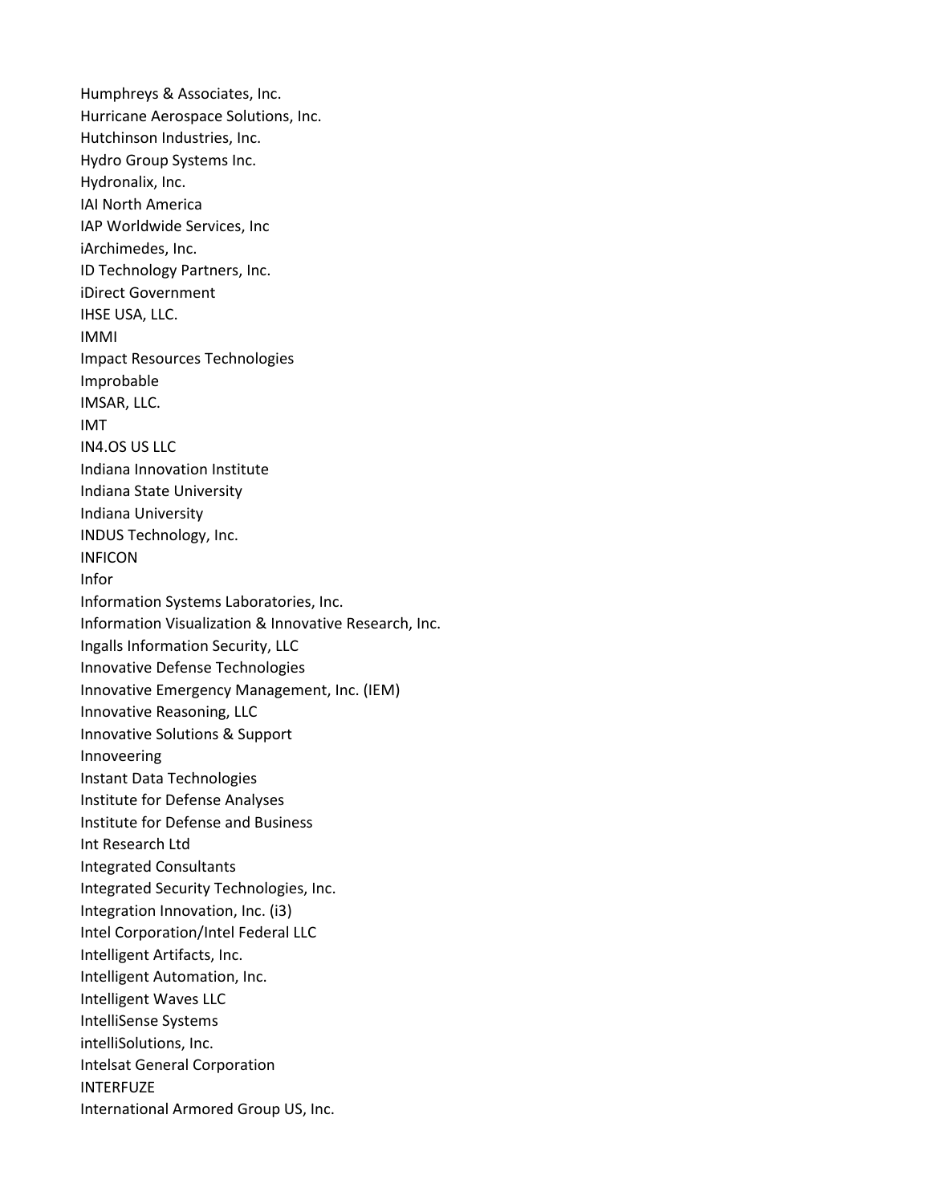Humphreys & Associates, Inc.
Hurricane Aerospace Solutions, Inc.
Hutchinson Industries, Inc.
Hydro Group Systems Inc.
Hydronalix, Inc.
IAI North America
IAP Worldwide Services, Inc
iArchimedes, Inc.
ID Technology Partners, Inc.
iDirect Government
IHSE USA, LLC.
IMMI
Impact Resources Technologies
Improbable
IMSAR, LLC.
IMT
IN4.OS US LLC
Indiana Innovation Institute
Indiana State University
Indiana University
INDUS Technology, Inc.
INFICON
Infor
Information Systems Laboratories, Inc.
Information Visualization & Innovative Research, Inc.
Ingalls Information Security, LLC
Innovative Defense Technologies
Innovative Emergency Management, Inc. (IEM)
Innovative Reasoning, LLC
Innovative Solutions & Support
Innoveering
Instant Data Technologies
Institute for Defense Analyses
Institute for Defense and Business
Int Research Ltd
Integrated Consultants
Integrated Security Technologies, Inc.
Integration Innovation, Inc. (i3)
Intel Corporation/Intel Federal LLC
Intelligent Artifacts, Inc.
Intelligent Automation, Inc.
Intelligent Waves LLC
IntelliSense Systems
intelliSolutions, Inc.
Intelsat General Corporation
INTERFUZE
International Armored Group US, Inc.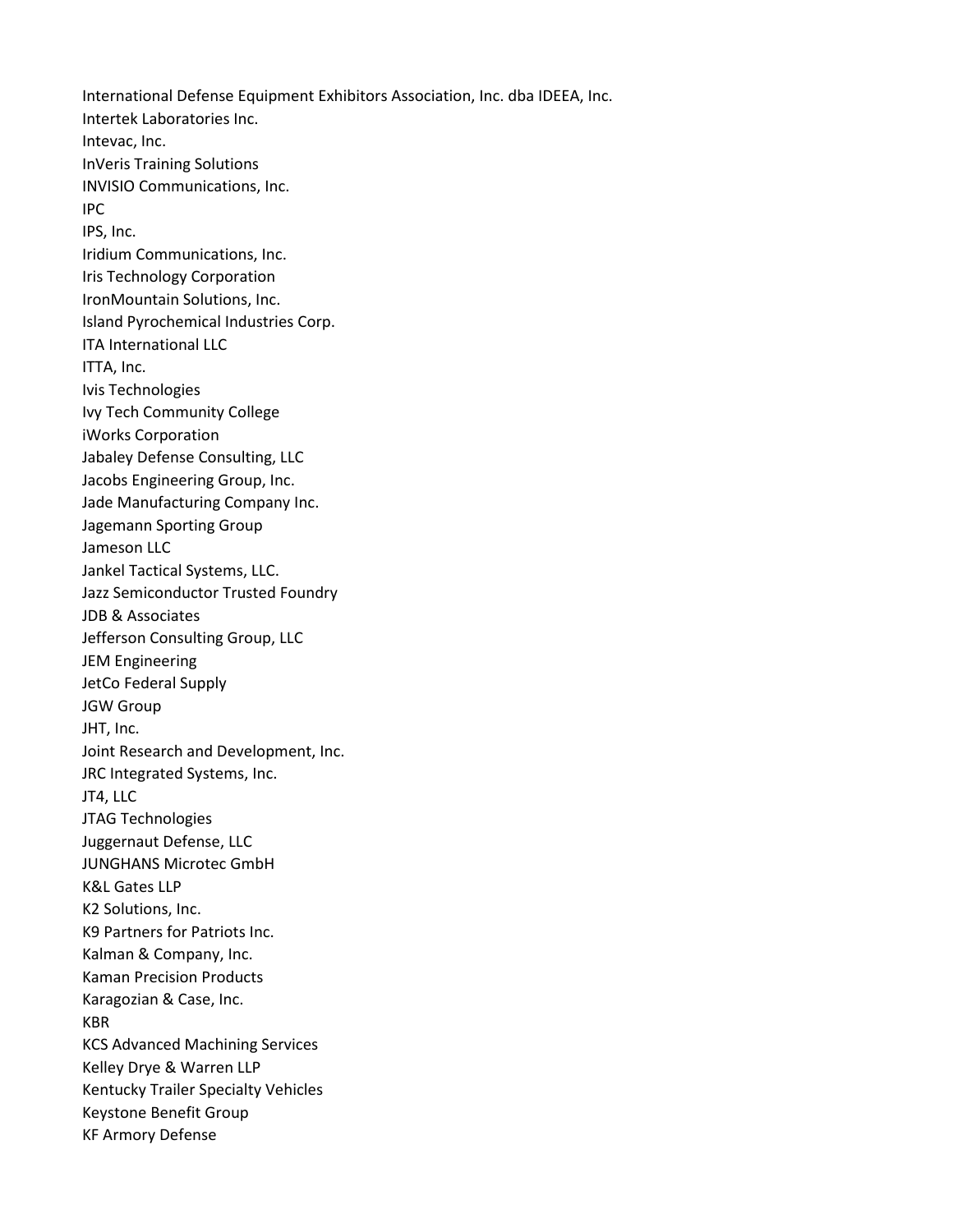International Defense Equipment Exhibitors Association, Inc. dba IDEEA, Inc.
Intertek Laboratories Inc.
Intevac, Inc.
InVeris Training Solutions
INVISIO Communications, Inc.
IPC
IPS, Inc.
Iridium Communications, Inc.
Iris Technology Corporation
IronMountain Solutions, Inc.
Island Pyrochemical Industries Corp.
ITA International LLC
ITTA, Inc.
Ivis Technologies
Ivy Tech Community College
iWorks Corporation
Jabaley Defense Consulting, LLC
Jacobs Engineering Group, Inc.
Jade Manufacturing Company Inc.
Jagemann Sporting Group
Jameson LLC
Jankel Tactical Systems, LLC.
Jazz Semiconductor Trusted Foundry
JDB & Associates
Jefferson Consulting Group, LLC
JEM Engineering
JetCo Federal Supply
JGW Group
JHT, Inc.
Joint Research and Development, Inc.
JRC Integrated Systems, Inc.
JT4, LLC
JTAG Technologies
Juggernaut Defense, LLC
JUNGHANS Microtec GmbH
K&L Gates LLP
K2 Solutions, Inc.
K9 Partners for Patriots Inc.
Kalman & Company, Inc.
Kaman Precision Products
Karagozian & Case, Inc.
KBR
KCS Advanced Machining Services
Kelley Drye & Warren LLP
Kentucky Trailer Specialty Vehicles
Keystone Benefit Group
KF Armory Defense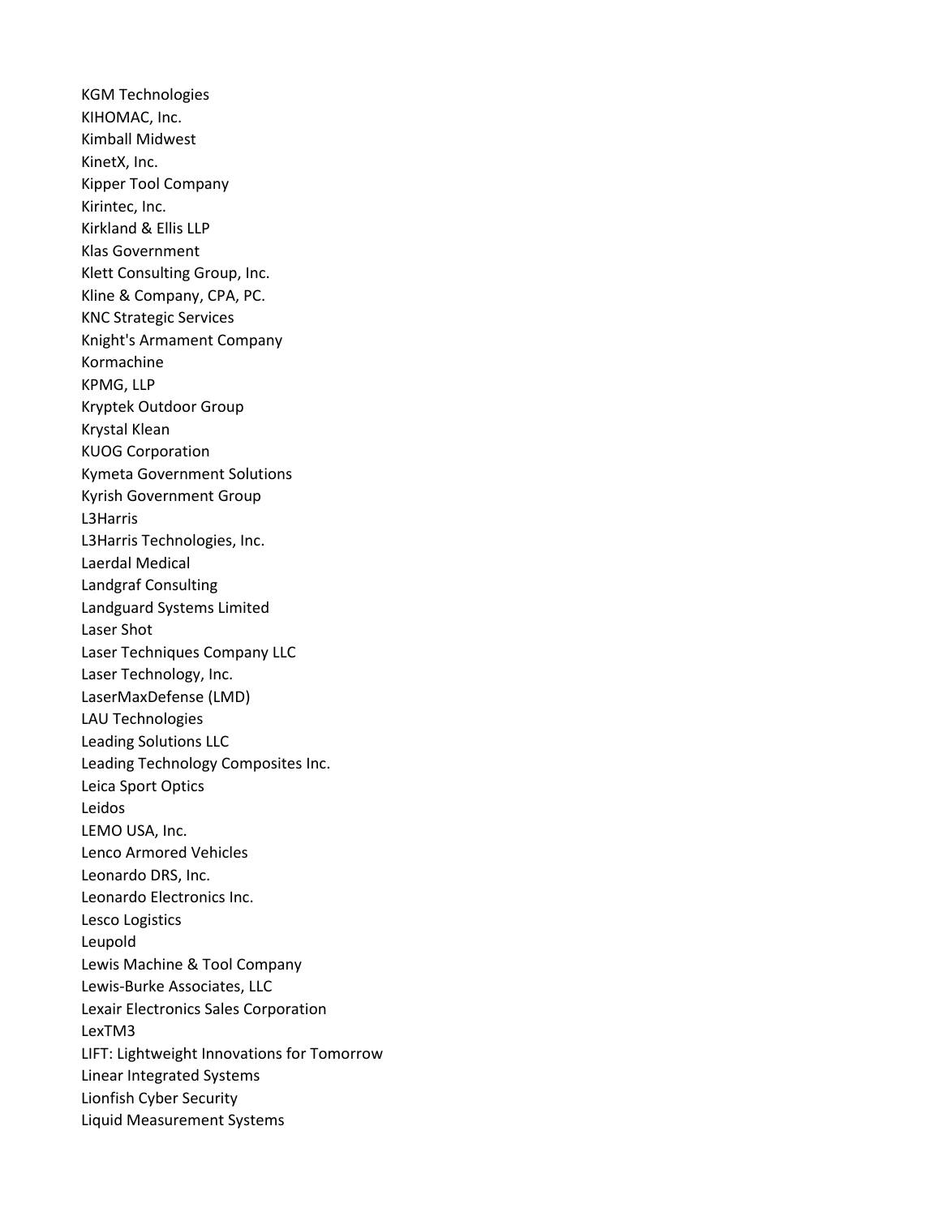KGM Technologies
KIHOMAC, Inc.
Kimball Midwest
KinetX, Inc.
Kipper Tool Company
Kirintec, Inc.
Kirkland & Ellis LLP
Klas Government
Klett Consulting Group, Inc.
Kline & Company, CPA, PC.
KNC Strategic Services
Knight's Armament Company
Kormachine
KPMG, LLP
Kryptek Outdoor Group
Krystal Klean
KUOG Corporation
Kymeta Government Solutions
Kyrish Government Group
L3Harris
L3Harris Technologies, Inc.
Laerdal Medical
Landgraf Consulting
Landguard Systems Limited
Laser Shot
Laser Techniques Company LLC
Laser Technology, Inc.
LaserMaxDefense (LMD)
LAU Technologies
Leading Solutions LLC
Leading Technology Composites Inc.
Leica Sport Optics
Leidos
LEMO USA, Inc.
Lenco Armored Vehicles
Leonardo DRS, Inc.
Leonardo Electronics Inc.
Lesco Logistics
Leupold
Lewis Machine & Tool Company
Lewis-Burke Associates, LLC
Lexair Electronics Sales Corporation
LexTM3
LIFT: Lightweight Innovations for Tomorrow
Linear Integrated Systems
Lionfish Cyber Security
Liquid Measurement Systems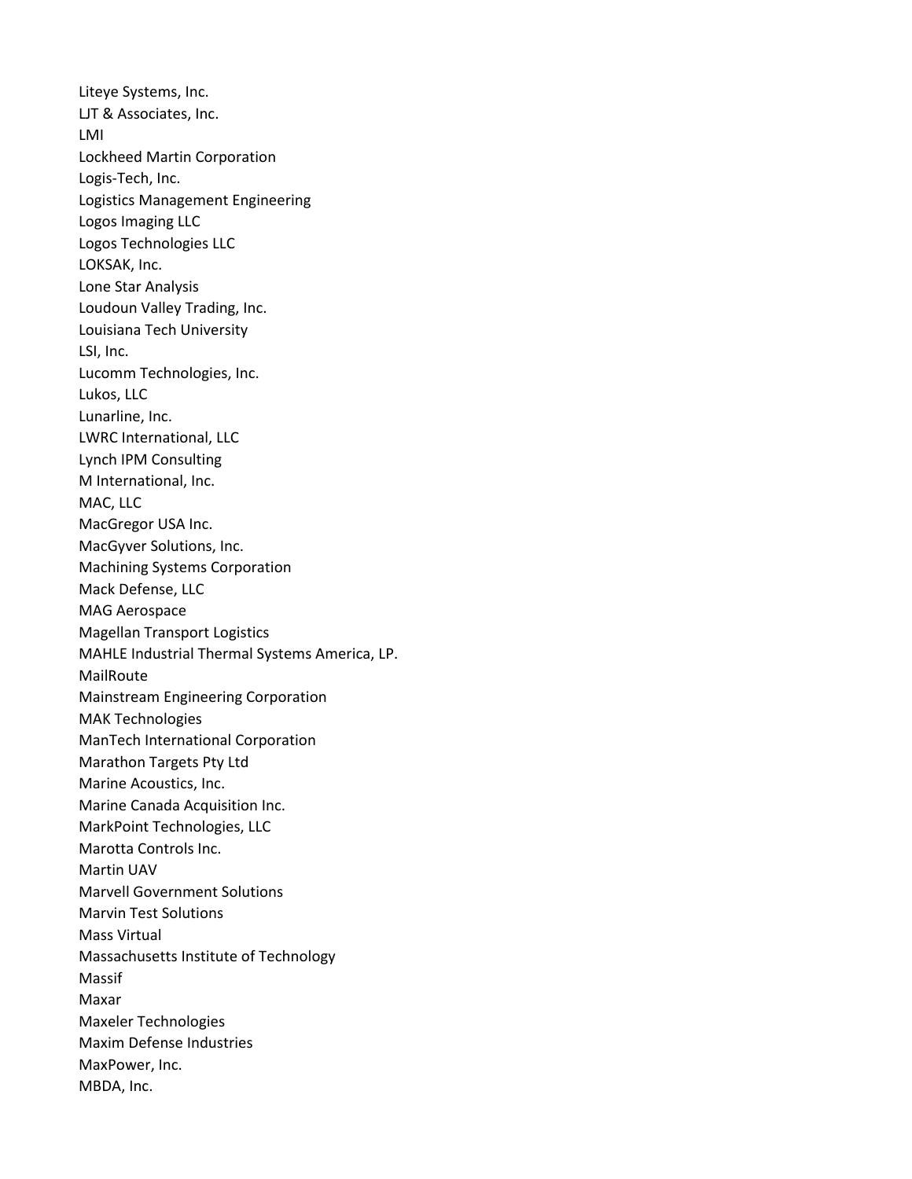Liteye Systems, Inc.
LJT & Associates, Inc.
LMI
Lockheed Martin Corporation
Logis-Tech, Inc.
Logistics Management Engineering
Logos Imaging LLC
Logos Technologies LLC
LOKSAK, Inc.
Lone Star Analysis
Loudoun Valley Trading, Inc.
Louisiana Tech University
LSI, Inc.
Lucomm Technologies, Inc.
Lukos, LLC
Lunarline, Inc.
LWRC International, LLC
Lynch IPM Consulting
M International, Inc.
MAC, LLC
MacGregor USA Inc.
MacGyver Solutions, Inc.
Machining Systems Corporation
Mack Defense, LLC
MAG Aerospace
Magellan Transport Logistics
MAHLE Industrial Thermal Systems America, LP.
MailRoute
Mainstream Engineering Corporation
MAK Technologies
ManTech International Corporation
Marathon Targets Pty Ltd
Marine Acoustics, Inc.
Marine Canada Acquisition Inc.
MarkPoint Technologies, LLC
Marotta Controls Inc.
Martin UAV
Marvell Government Solutions
Marvin Test Solutions
Mass Virtual
Massachusetts Institute of Technology
Massif
Maxar
Maxeler Technologies
Maxim Defense Industries
MaxPower, Inc.
MBDA, Inc.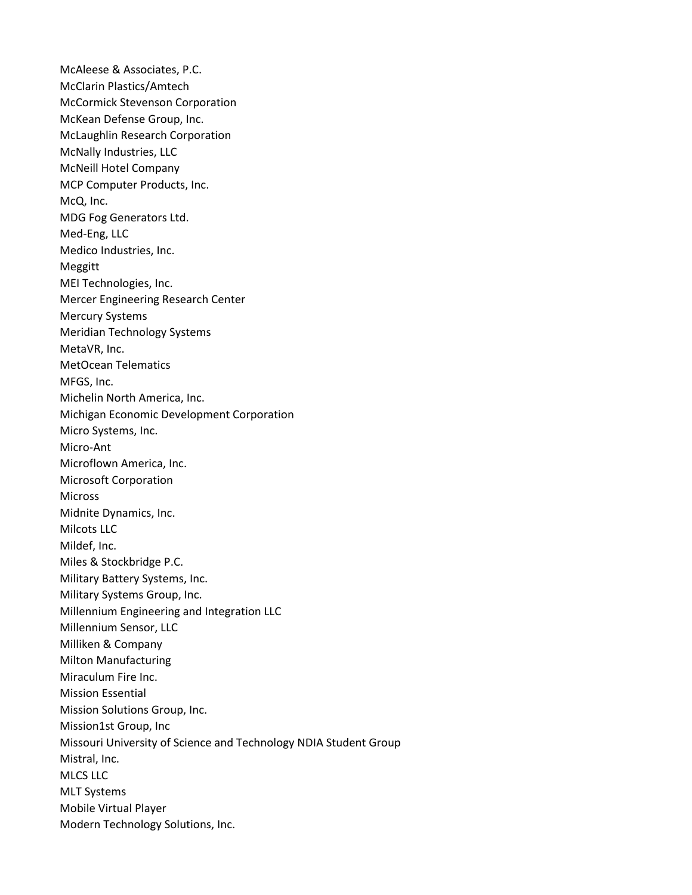McAleese & Associates, P.C.
McClarin Plastics/Amtech
McCormick Stevenson Corporation
McKean Defense Group, Inc.
McLaughlin Research Corporation
McNally Industries, LLC
McNeill Hotel Company
MCP Computer Products, Inc.
McQ, Inc.
MDG Fog Generators Ltd.
Med-Eng, LLC
Medico Industries, Inc.
Meggitt
MEI Technologies, Inc.
Mercer Engineering Research Center
Mercury Systems
Meridian Technology Systems
MetaVR, Inc.
MetOcean Telematics
MFGS, Inc.
Michelin North America, Inc.
Michigan Economic Development Corporation
Micro Systems, Inc.
Micro-Ant
Microflown America, Inc.
Microsoft Corporation
Micross
Midnite Dynamics, Inc.
Milcots LLC
Mildef, Inc.
Miles & Stockbridge P.C.
Military Battery Systems, Inc.
Military Systems Group, Inc.
Millennium Engineering and Integration LLC
Millennium Sensor, LLC
Milliken & Company
Milton Manufacturing
Miraculum Fire Inc.
Mission Essential
Mission Solutions Group, Inc.
Mission1st Group, Inc
Missouri University of Science and Technology NDIA Student Group
Mistral, Inc.
MLCS LLC
MLT Systems
Mobile Virtual Player
Modern Technology Solutions, Inc.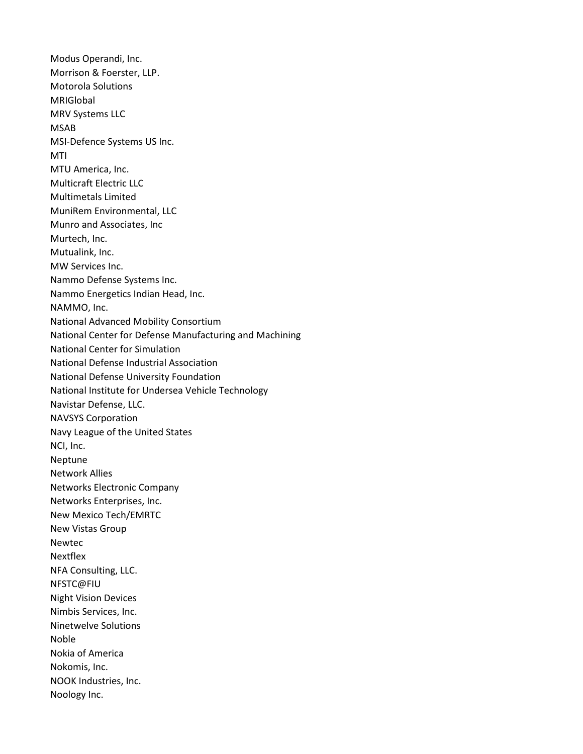Modus Operandi, Inc.
Morrison & Foerster, LLP.
Motorola Solutions
MRIGlobal
MRV Systems LLC
MSAB
MSI-Defence Systems US Inc.
MTI
MTU America, Inc.
Multicraft Electric LLC
Multimetals Limited
MuniRem Environmental, LLC
Munro and Associates, Inc
Murtech, Inc.
Mutualink, Inc.
MW Services Inc.
Nammo Defense Systems Inc.
Nammo Energetics Indian Head, Inc.
NAMMO, Inc.
National Advanced Mobility Consortium
National Center for Defense Manufacturing and Machining
National Center for Simulation
National Defense Industrial Association
National Defense University Foundation
National Institute for Undersea Vehicle Technology
Navistar Defense, LLC.
NAVSYS Corporation
Navy League of the United States
NCI, Inc.
Neptune
Network Allies
Networks Electronic Company
Networks Enterprises, Inc.
New Mexico Tech/EMRTC
New Vistas Group
Newtec
Nextflex
NFA Consulting, LLC.
NFSTC@FIU
Night Vision Devices
Nimbis Services, Inc.
Ninetwelve Solutions
Noble
Nokia of America
Nokomis, Inc.
NOOK Industries, Inc.
Noology Inc.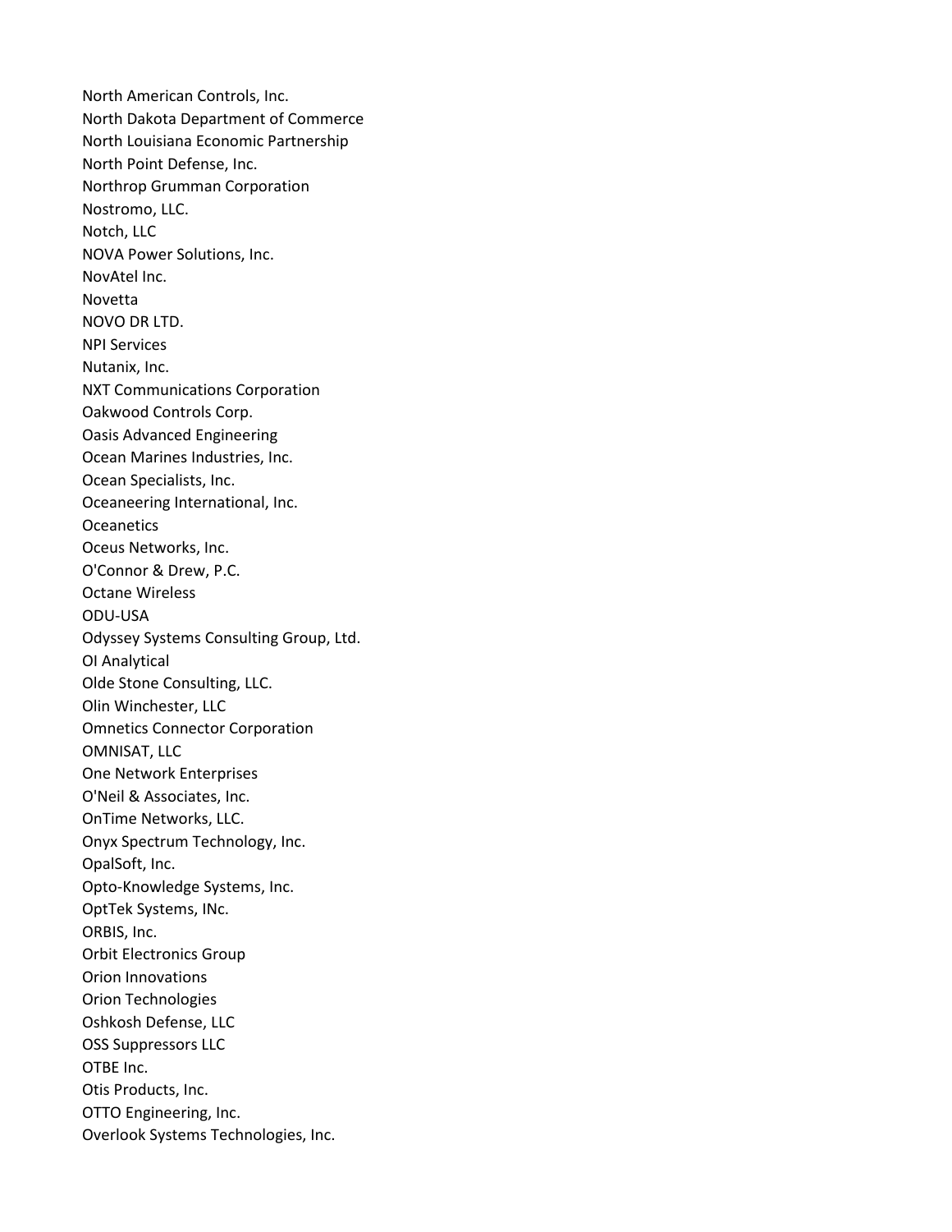North American Controls, Inc.
North Dakota Department of Commerce
North Louisiana Economic Partnership
North Point Defense, Inc.
Northrop Grumman Corporation
Nostromo, LLC.
Notch, LLC
NOVA Power Solutions, Inc.
NovAtel Inc.
Novetta
NOVO DR LTD.
NPI Services
Nutanix, Inc.
NXT Communications Corporation
Oakwood Controls Corp.
Oasis Advanced Engineering
Ocean Marines Industries, Inc.
Ocean Specialists, Inc.
Oceaneering International, Inc.
Oceanetics
Oceus Networks, Inc.
O'Connor & Drew, P.C.
Octane Wireless
ODU-USA
Odyssey Systems Consulting Group, Ltd.
OI Analytical
Olde Stone Consulting, LLC.
Olin Winchester, LLC
Omnetics Connector Corporation
OMNISAT, LLC
One Network Enterprises
O'Neil & Associates, Inc.
OnTime Networks, LLC.
Onyx Spectrum Technology, Inc.
OpalSoft, Inc.
Opto-Knowledge Systems, Inc.
OptTek Systems, INc.
ORBIS, Inc.
Orbit Electronics Group
Orion Innovations
Orion Technologies
Oshkosh Defense, LLC
OSS Suppressors LLC
OTBE Inc.
Otis Products, Inc.
OTTO Engineering, Inc.
Overlook Systems Technologies, Inc.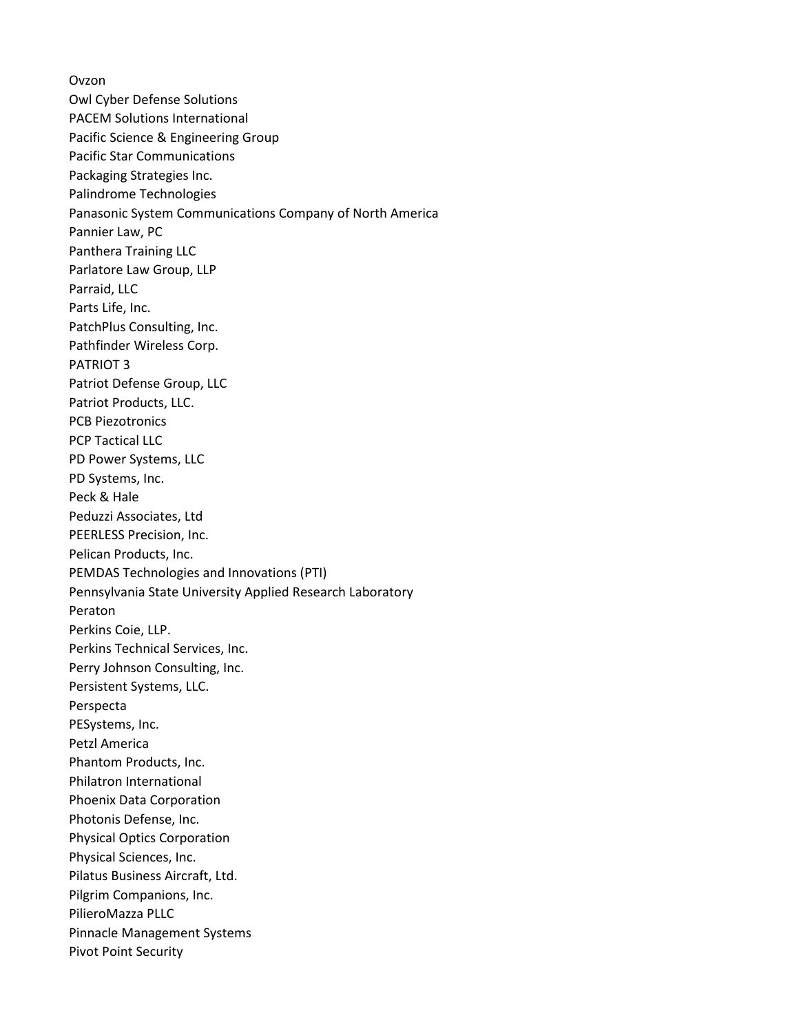Ovzon
Owl Cyber Defense Solutions
PACEM Solutions International
Pacific Science & Engineering Group
Pacific Star Communications
Packaging Strategies Inc.
Palindrome Technologies
Panasonic System Communications Company of North America
Pannier Law, PC
Panthera Training LLC
Parlatore Law Group, LLP
Parraid, LLC
Parts Life, Inc.
PatchPlus Consulting, Inc.
Pathfinder Wireless Corp.
PATRIOT 3
Patriot Defense Group, LLC
Patriot Products, LLC.
PCB Piezotronics
PCP Tactical LLC
PD Power Systems, LLC
PD Systems, Inc.
Peck & Hale
Peduzzi Associates, Ltd
PEERLESS Precision, Inc.
Pelican Products, Inc.
PEMDAS Technologies and Innovations (PTI)
Pennsylvania State University Applied Research Laboratory
Peraton
Perkins Coie, LLP.
Perkins Technical Services, Inc.
Perry Johnson Consulting, Inc.
Persistent Systems, LLC.
Perspecta
PESystems, Inc.
Petzl America
Phantom Products, Inc.
Philatron International
Phoenix Data Corporation
Photonis Defense, Inc.
Physical Optics Corporation
Physical Sciences, Inc.
Pilatus Business Aircraft, Ltd.
Pilgrim Companions, Inc.
PillieroMazza PLLC
Pinnacle Management Systems
Pivot Point Security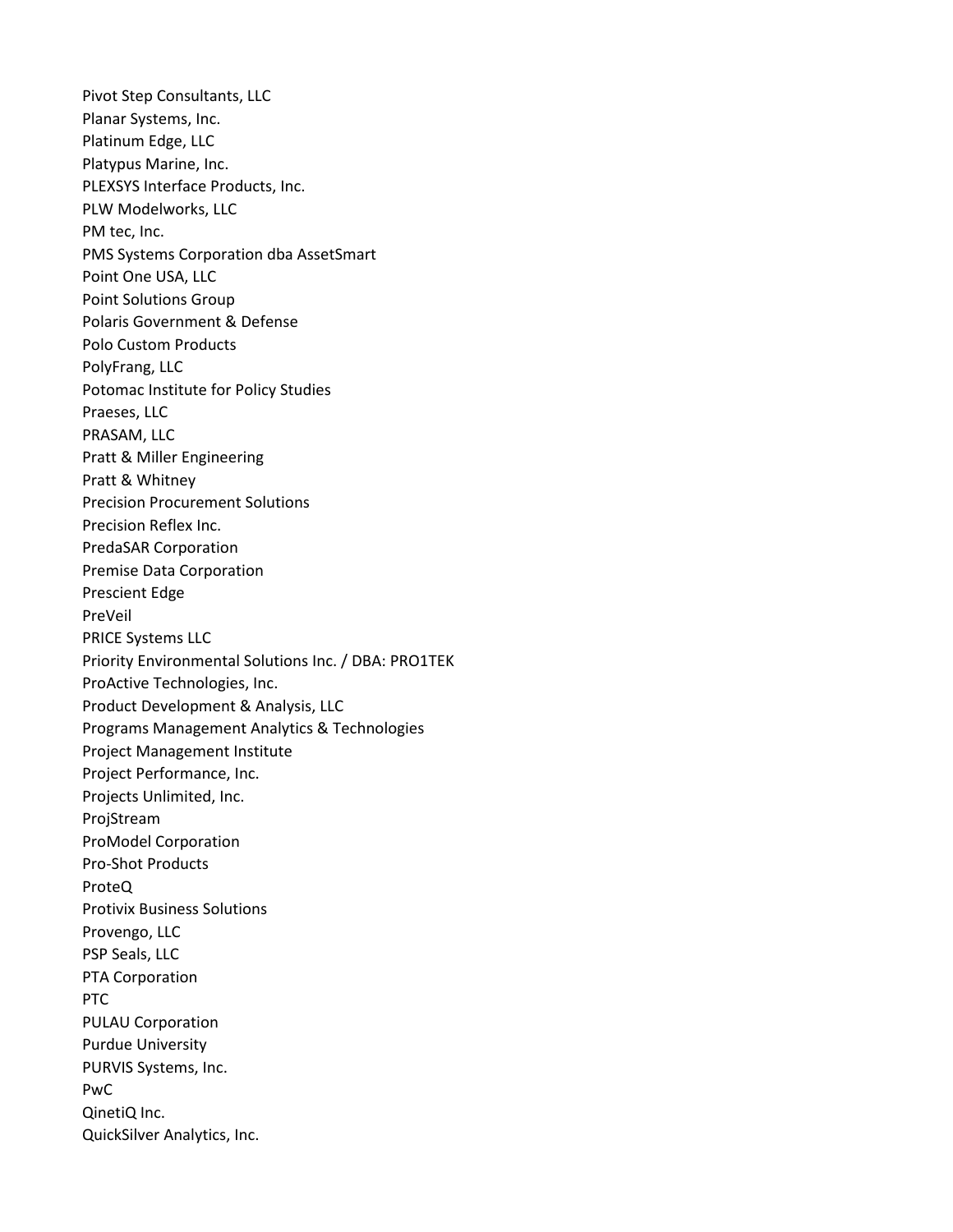Pivot Step Consultants, LLC
Planar Systems, Inc.
Platinum Edge, LLC
Platypus Marine, Inc.
PLEXSYS Interface Products, Inc.
PLW Modelworks, LLC
PM tec, Inc.
PMS Systems Corporation dba AssetSmart
Point One USA, LLC
Point Solutions Group
Polaris Government & Defense
Polo Custom Products
PolyFrang, LLC
Potomac Institute for Policy Studies
Praeses, LLC
PRASAM, LLC
Pratt & Miller Engineering
Pratt & Whitney
Precision Procurement Solutions
Precision Reflex Inc.
PredaSAR Corporation
Premise Data Corporation
Prescient Edge
PreVeil
PRICE Systems LLC
Priority Environmental Solutions Inc. / DBA: PRO1TEK
ProActive Technologies, Inc.
Product Development & Analysis, LLC
Programs Management Analytics & Technologies
Project Management Institute
Project Performance, Inc.
Projects Unlimited, Inc.
ProjStream
ProModel Corporation
Pro-Shot Products
ProteQ
Protivix Business Solutions
Provengo, LLC
PSP Seals, LLC
PTA Corporation
PTC
PULAU Corporation
Purdue University
PURVIS Systems, Inc.
PwC
QinetiQ Inc.
QuickSilver Analytics, Inc.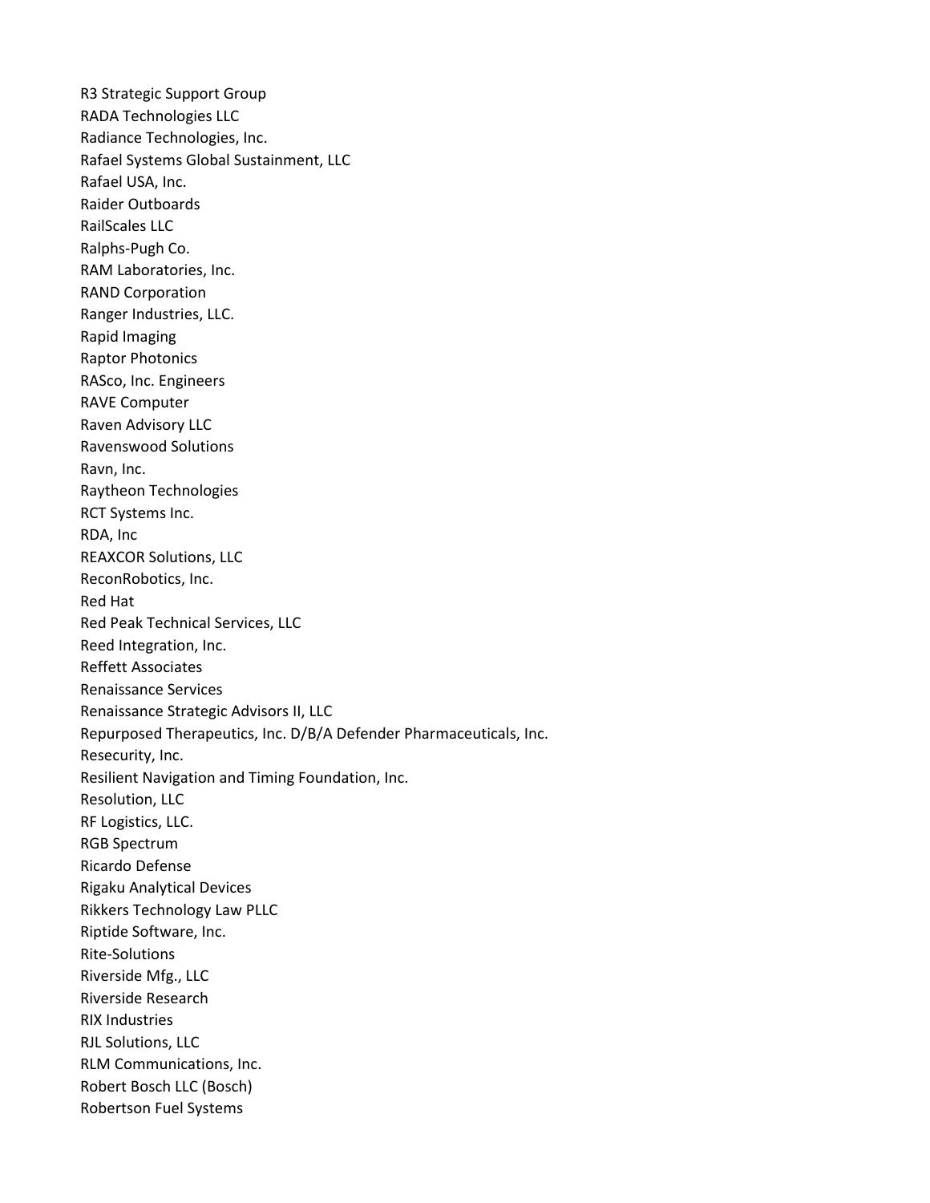R3 Strategic Support Group
RADA Technologies LLC
Radiance Technologies, Inc.
Rafael Systems Global Sustainment, LLC
Rafael USA, Inc.
Raider Outboards
RailScales LLC
Ralphs-Pugh Co.
RAM Laboratories, Inc.
RAND Corporation
Ranger Industries, LLC.
Rapid Imaging
Raptor Photonics
RASco, Inc. Engineers
RAVE Computer
Raven Advisory LLC
Ravenswood Solutions
Ravn, Inc.
Raytheon Technologies
RCT Systems Inc.
RDA, Inc
REAXCOR Solutions, LLC
ReconRobotics, Inc.
Red Hat
Red Peak Technical Services, LLC
Reed Integration, Inc.
Reffett Associates
Renaissance Services
Renaissance Strategic Advisors II, LLC
Repurposed Therapeutics, Inc. D/B/A Defender Pharmaceuticals, Inc.
Resecurity, Inc.
Resilient Navigation and Timing Foundation, Inc.
Resolution, LLC
RF Logistics, LLC.
RGB Spectrum
Ricardo Defense
Rigaku Analytical Devices
Rikkers Technology Law PLLC
Riptide Software, Inc.
Rite-Solutions
Riverside Mfg., LLC
Riverside Research
RIX Industries
RJL Solutions, LLC
RLM Communications, Inc.
Robert Bosch LLC (Bosch)
Robertson Fuel Systems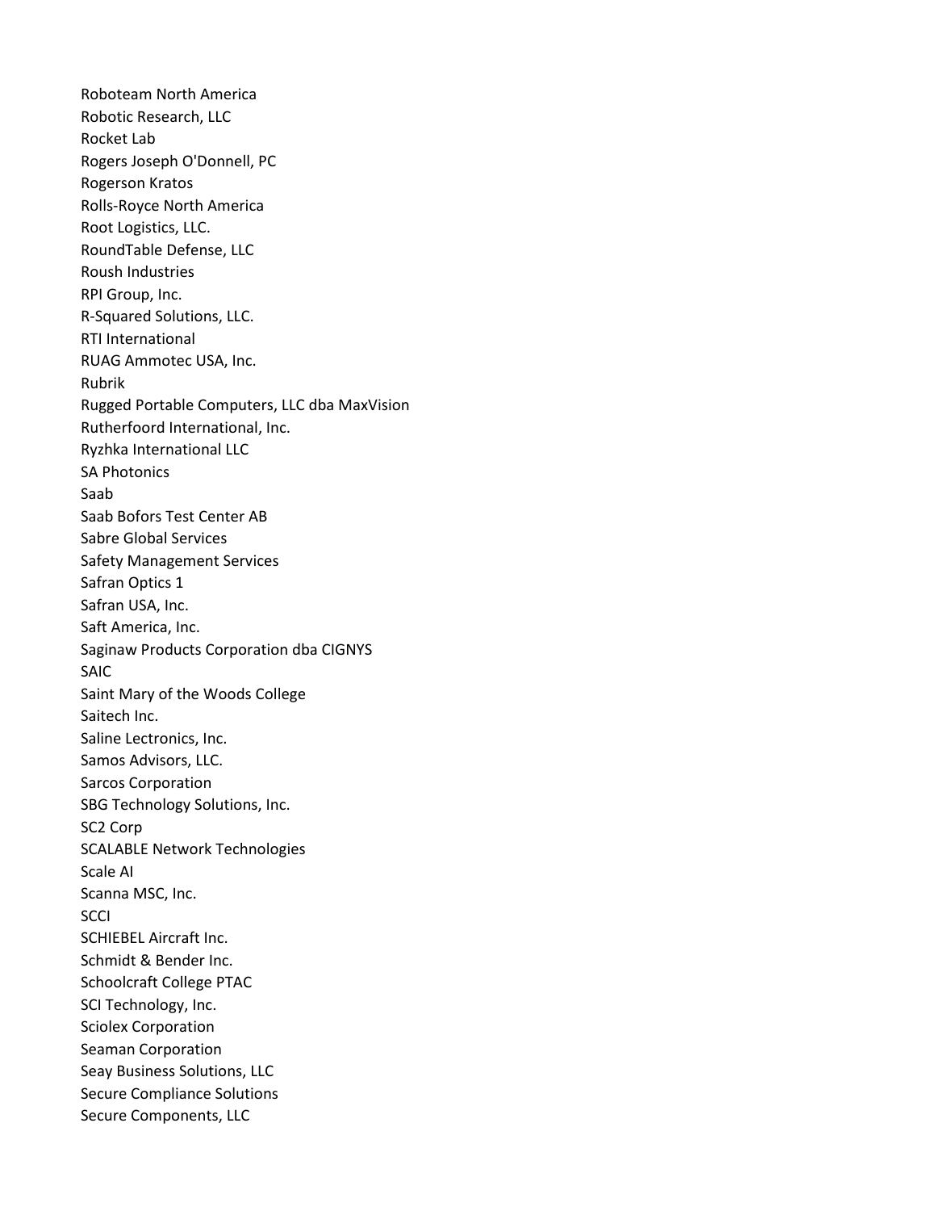Roboteam North America
Robotic Research, LLC
Rocket Lab
Rogers Joseph O'Donnell, PC
Rogerson Kratos
Rolls-Royce North America
Root Logistics, LLC.
RoundTable Defense, LLC
Roush Industries
RPI Group, Inc.
R-Squared Solutions, LLC.
RTI International
RUAG Ammotec USA, Inc.
Rubrik
Rugged Portable Computers, LLC dba MaxVision
Rutherfoord International, Inc.
Ryzhka International LLC
SA Photonics
Saab
Saab Bofors Test Center AB
Sabre Global Services
Safety Management Services
Safran Optics 1
Safran USA, Inc.
Saft America, Inc.
Saginaw Products Corporation dba CIGNYS
SAIC
Saint Mary of the Woods College
Saitech Inc.
Saline Lectronics, Inc.
Samos Advisors, LLC.
Sarcos Corporation
SBG Technology Solutions, Inc.
SC2 Corp
SCALABLE Network Technologies
Scale AI
Scanna MSC, Inc.
SCCI
SCHIEBEL Aircraft Inc.
Schmidt & Bender Inc.
Schoolcraft College PTAC
SCI Technology, Inc.
Sciolex Corporation
Seaman Corporation
Seay Business Solutions, LLC
Secure Compliance Solutions
Secure Components, LLC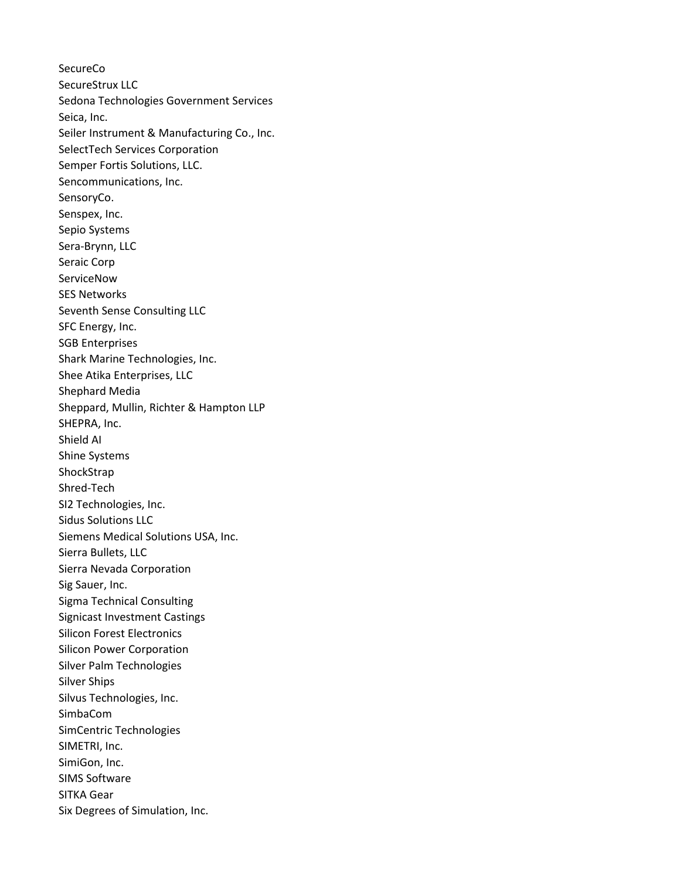SecureCo
SecureStrux LLC
Sedona Technologies Government Services
Seica, Inc.
Seiler Instrument & Manufacturing Co., Inc.
SelectTech Services Corporation
Semper Fortis Solutions, LLC.
Sencommunications, Inc.
SensoryCo.
Senspex, Inc.
Sepio Systems
Sera-Brynn, LLC
Seraic Corp
ServiceNow
SES Networks
Seventh Sense Consulting LLC
SFC Energy, Inc.
SGB Enterprises
Shark Marine Technologies, Inc.
Shee Atika Enterprises, LLC
Shephard Media
Sheppard, Mullin, Richter & Hampton LLP
SHEPRA, Inc.
Shield AI
Shine Systems
ShockStrap
Shred-Tech
SI2 Technologies, Inc.
Sidus Solutions LLC
Siemens Medical Solutions USA, Inc.
Sierra Bullets, LLC
Sierra Nevada Corporation
Sig Sauer, Inc.
Sigma Technical Consulting
Signicast Investment Castings
Silicon Forest Electronics
Silicon Power Corporation
Silver Palm Technologies
Silver Ships
Silvus Technologies, Inc.
SimbaCom
SimCentric Technologies
SIMETRI, Inc.
SimiGon, Inc.
SIMS Software
SITKA Gear
Six Degrees of Simulation, Inc.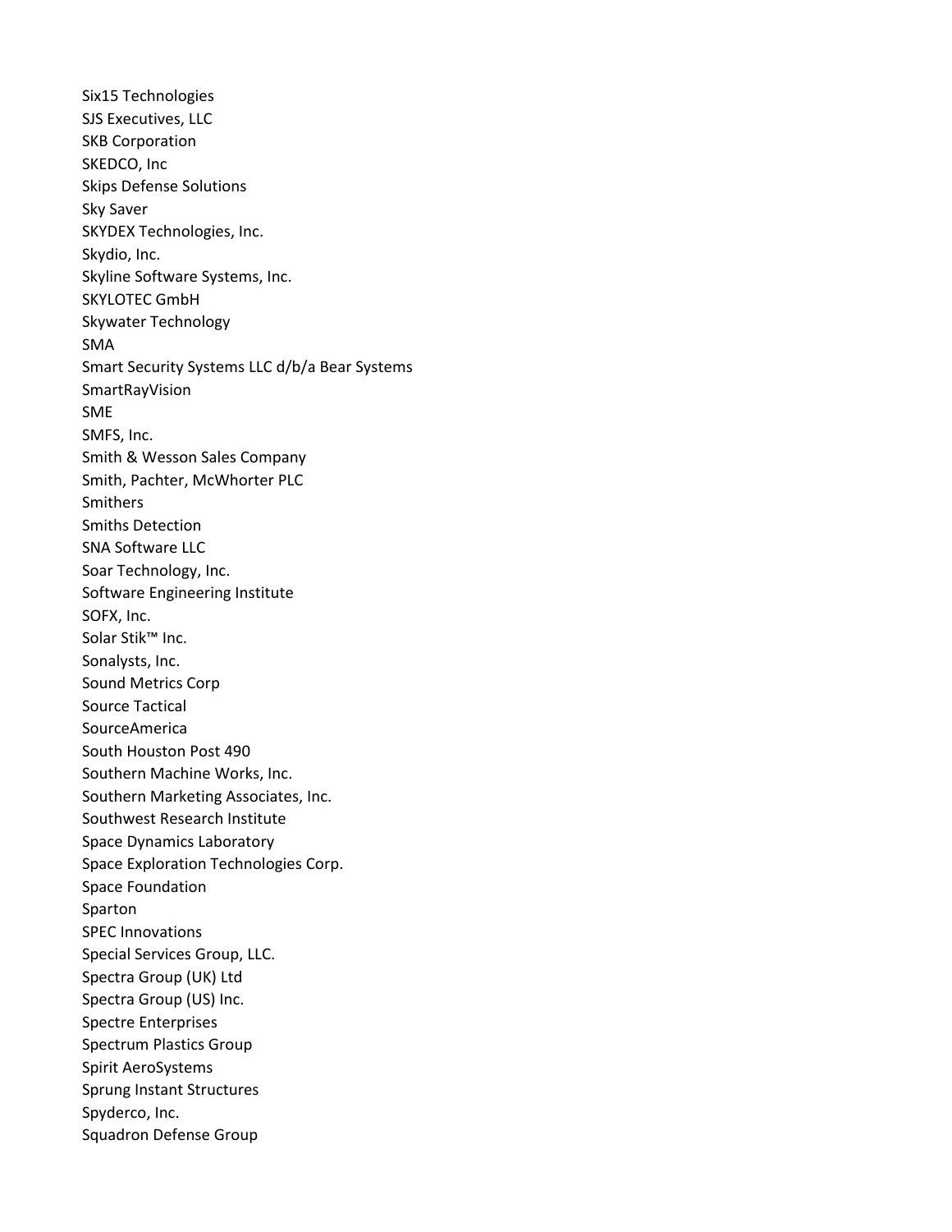Six15 Technologies
SJS Executives, LLC
SKB Corporation
SKEDCO, Inc
Skips Defense Solutions
Sky Saver
SKYDEX Technologies, Inc.
Skydio, Inc.
Skyline Software Systems, Inc.
SKYLOTEC GmbH
Skywater Technology
SMA
Smart Security Systems LLC d/b/a Bear Systems
SmartRayVision
SME
SMFS, Inc.
Smith & Wesson Sales Company
Smith, Pachter, McWhorter PLC
Smithers
Smiths Detection
SNA Software LLC
Soar Technology, Inc.
Software Engineering Institute
SOFX, Inc.
Solar Stik™ Inc.
Sonalysts, Inc.
Sound Metrics Corp
Source Tactical
SourceAmerica
South Houston Post 490
Southern Machine Works, Inc.
Southern Marketing Associates, Inc.
Southwest Research Institute
Space Dynamics Laboratory
Space Exploration Technologies Corp.
Space Foundation
Sparton
SPEC Innovations
Special Services Group, LLC.
Spectra Group (UK) Ltd
Spectra Group (US) Inc.
Spectre Enterprises
Spectrum Plastics Group
Spirit AeroSystems
Sprung Instant Structures
Spyderco, Inc.
Squadron Defense Group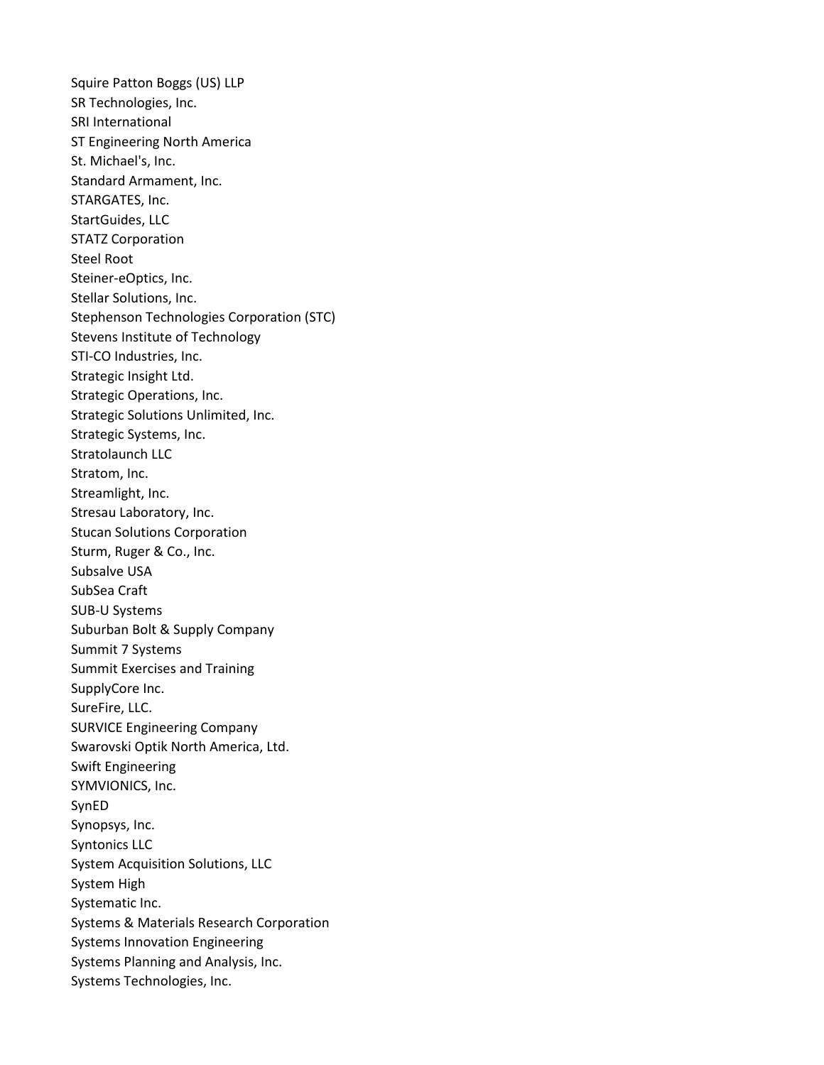Squire Patton Boggs (US) LLP
SR Technologies, Inc.
SRI International
ST Engineering North America
St. Michael's, Inc.
Standard Armament, Inc.
STARGATES, Inc.
StartGuides, LLC
STATZ Corporation
Steel Root
Steiner-eOptics, Inc.
Stellar Solutions, Inc.
Stephenson Technologies Corporation (STC)
Stevens Institute of Technology
STI-CO Industries, Inc.
Strategic Insight Ltd.
Strategic Operations, Inc.
Strategic Solutions Unlimited, Inc.
Strategic Systems, Inc.
Stratolaunch LLC
Stratom, Inc.
Streamlight, Inc.
Stresau Laboratory, Inc.
Stucan Solutions Corporation
Sturm, Ruger & Co., Inc.
Subsalve USA
SubSea Craft
SUB-U Systems
Suburban Bolt & Supply Company
Summit 7 Systems
Summit Exercises and Training
SupplyCore Inc.
SureFire, LLC.
SURVICE Engineering Company
Swarovski Optik North America, Ltd.
Swift Engineering
SYMVIONICS, Inc.
SynED
Synopsys, Inc.
Syntonics LLC
System Acquisition Solutions, LLC
System High
Systematic Inc.
Systems & Materials Research Corporation
Systems Innovation Engineering
Systems Planning and Analysis, Inc.
Systems Technologies, Inc.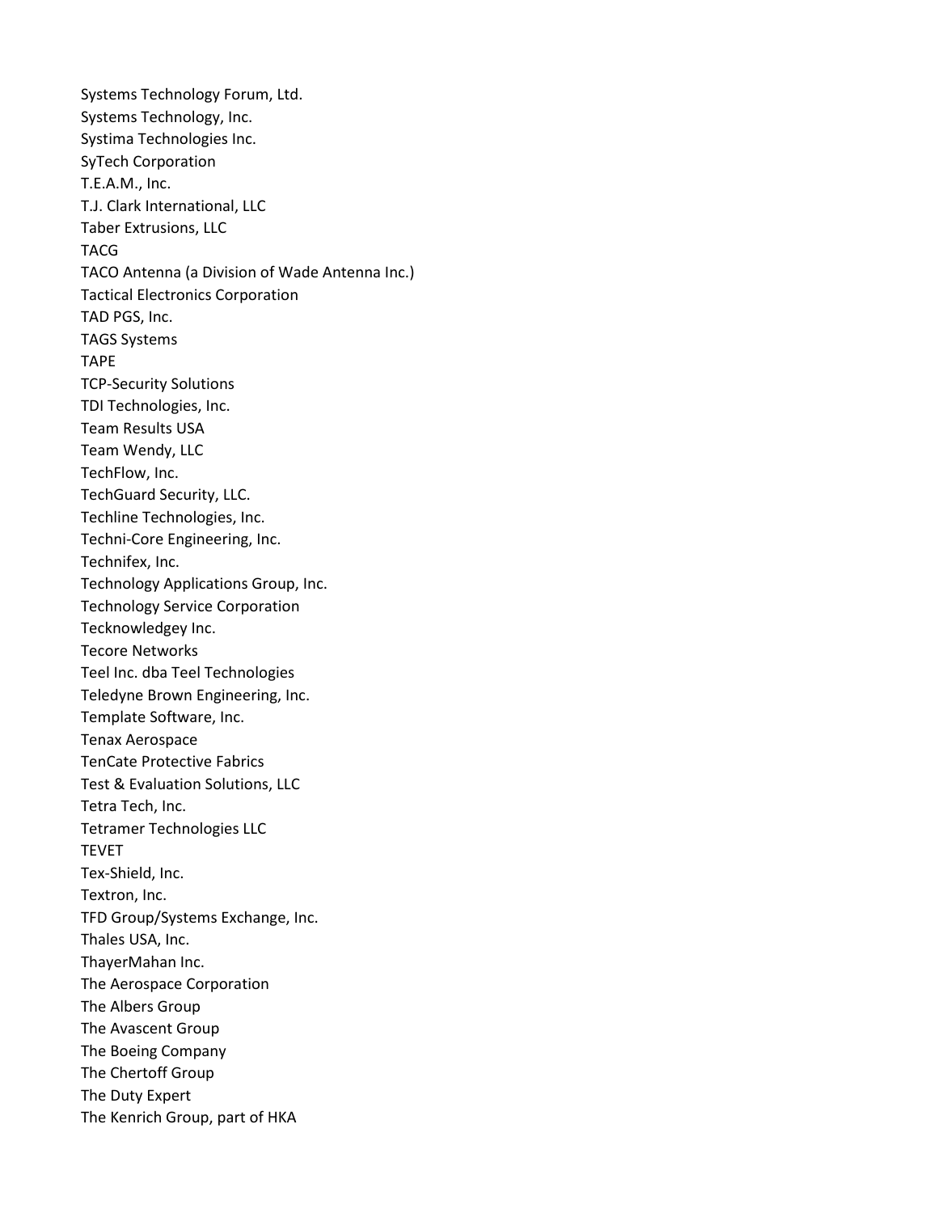Systems Technology Forum, Ltd.
Systems Technology, Inc.
Systima Technologies Inc.
SyTech Corporation
T.E.A.M., Inc.
T.J. Clark International, LLC
Taber Extrusions, LLC
TACG
TACO Antenna (a Division of Wade Antenna Inc.)
Tactical Electronics Corporation
TAD PGS, Inc.
TAGS Systems
TAPE
TCP-Security Solutions
TDI Technologies, Inc.
Team Results USA
Team Wendy, LLC
TechFlow, Inc.
TechGuard Security, LLC.
Techline Technologies, Inc.
Techni-Core Engineering, Inc.
Technifex, Inc.
Technology Applications Group, Inc.
Technology Service Corporation
Tecknowledgey Inc.
Tecore Networks
Teel Inc. dba Teel Technologies
Teledyne Brown Engineering, Inc.
Template Software, Inc.
Tenax Aerospace
TenCate Protective Fabrics
Test & Evaluation Solutions, LLC
Tetra Tech, Inc.
Tetramer Technologies LLC
TEVET
Tex-Shield, Inc.
Textron, Inc.
TFD Group/Systems Exchange, Inc.
Thales USA, Inc.
ThayerMahan Inc.
The Aerospace Corporation
The Albers Group
The Avascent Group
The Boeing Company
The Chertoff Group
The Duty Expert
The Kenrich Group, part of HKA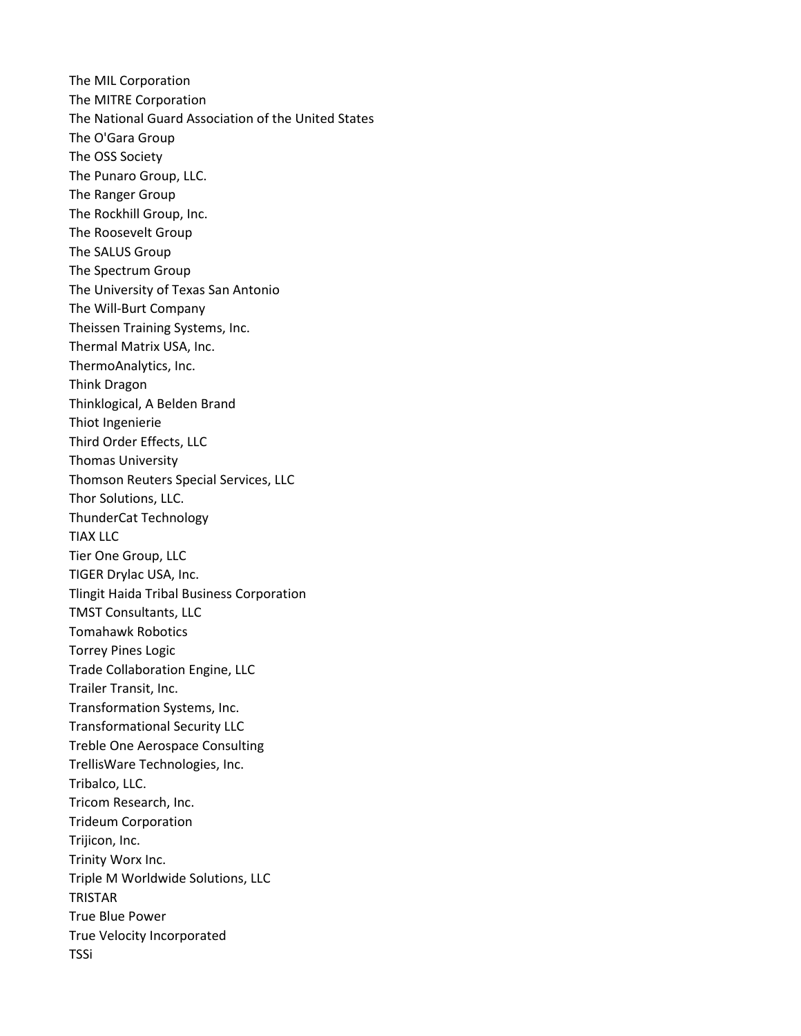The MIL Corporation
The MITRE Corporation
The National Guard Association of the United States
The O'Gara Group
The OSS Society
The Punaro Group, LLC.
The Ranger Group
The Rockhill Group, Inc.
The Roosevelt Group
The SALUS Group
The Spectrum Group
The University of Texas San Antonio
The Will-Burt Company
Theissen Training Systems, Inc.
Thermal Matrix USA, Inc.
ThermoAnalytics, Inc.
Think Dragon
Thinklogical, A Belden Brand
Thiot Ingenierie
Third Order Effects, LLC
Thomas University
Thomson Reuters Special Services, LLC
Thor Solutions, LLC.
ThunderCat Technology
TIAX LLC
Tier One Group, LLC
TIGER Drylac USA, Inc.
Tlingit Haida Tribal Business Corporation
TMST Consultants, LLC
Tomahawk Robotics
Torrey Pines Logic
Trade Collaboration Engine, LLC
Trailer Transit, Inc.
Transformation Systems, Inc.
Transformational Security LLC
Treble One Aerospace Consulting
TrellisWare Technologies, Inc.
Tribalco, LLC.
Tricom Research, Inc.
Trideum Corporation
Trijicon, Inc.
Trinity Worx Inc.
Triple M Worldwide Solutions, LLC
TRISTAR
True Blue Power
True Velocity Incorporated
TSSi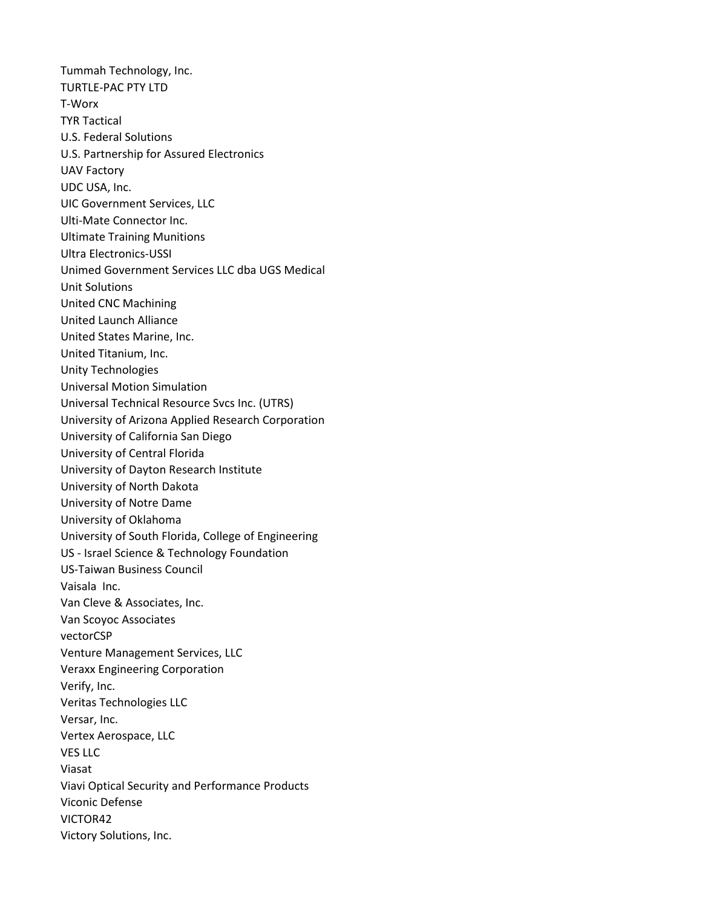Tummah Technology, Inc.
TURTLE-PAC PTY LTD
T-Worx
TYR Tactical
U.S. Federal Solutions
U.S. Partnership for Assured Electronics
UAV Factory
UDC USA, Inc.
UIC Government Services, LLC
Ulti-Mate Connector Inc.
Ultimate Training Munitions
Ultra Electronics-USSI
Unimed Government Services LLC dba UGS Medical
Unit Solutions
United CNC Machining
United Launch Alliance
United States Marine, Inc.
United Titanium, Inc.
Unity Technologies
Universal Motion Simulation
Universal Technical Resource Svcs Inc. (UTRS)
University of Arizona Applied Research Corporation
University of California San Diego
University of Central Florida
University of Dayton Research Institute
University of North Dakota
University of Notre Dame
University of Oklahoma
University of South Florida, College of Engineering
US - Israel Science & Technology Foundation
US-Taiwan Business Council
Vaisala Inc.
Van Cleve & Associates, Inc.
Van Scoyoc Associates
vectorCSP
Venture Management Services, LLC
Veraxx Engineering Corporation
Verify, Inc.
Veritas Technologies LLC
Versar, Inc.
Vertex Aerospace, LLC
VES LLC
Viasat
Viavi Optical Security and Performance Products
Viconic Defense
VICTOR42
Victory Solutions, Inc.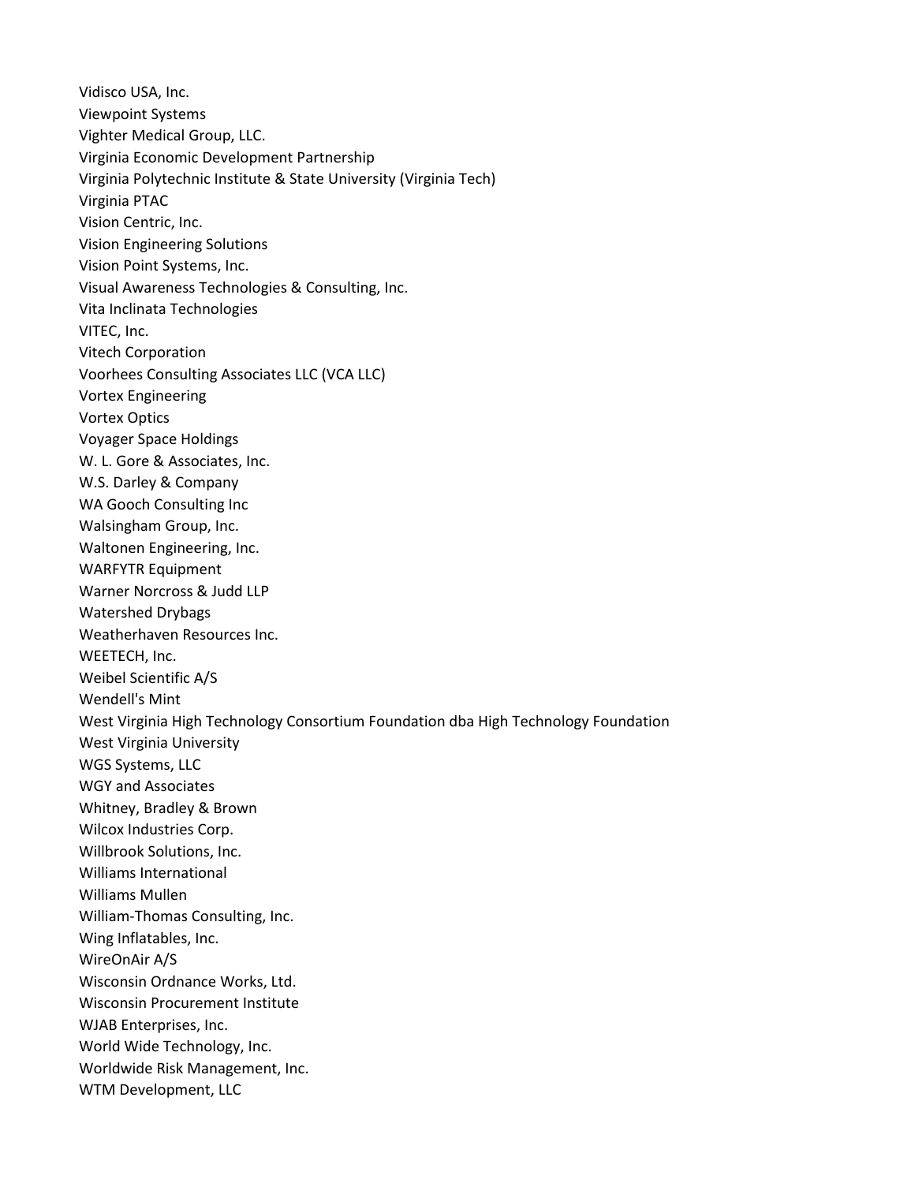Vidisco USA, Inc.
Viewpoint Systems
Vighter Medical Group, LLC.
Virginia Economic Development Partnership
Virginia Polytechnic Institute & State University (Virginia Tech)
Virginia PTAC
Vision Centric, Inc.
Vision Engineering Solutions
Vision Point Systems, Inc.
Visual Awareness Technologies & Consulting, Inc.
Vita Inclinata Technologies
VITEC, Inc.
Vitech Corporation
Voorhees Consulting Associates LLC (VCA LLC)
Vortex Engineering
Vortex Optics
Voyager Space Holdings
W. L. Gore & Associates, Inc.
W.S. Darley & Company
WA Gooch Consulting Inc
Walsingham Group, Inc.
Waltonen Engineering, Inc.
WARFYTR Equipment
Warner Norcross & Judd LLP
Watershed Drybags
Weatherhaven Resources Inc.
WEETECH, Inc.
Weibel Scientific A/S
Wendell's Mint
West Virginia High Technology Consortium Foundation dba High Technology Foundation
West Virginia University
WGS Systems, LLC
WGY and Associates
Whitney, Bradley & Brown
Wilcox Industries Corp.
Willbrook Solutions, Inc.
Williams International
Williams Mullen
William-Thomas Consulting, Inc.
Wing Inflatables, Inc.
WireOnAir A/S
Wisconsin Ordnance Works, Ltd.
Wisconsin Procurement Institute
WJAB Enterprises, Inc.
World Wide Technology, Inc.
Worldwide Risk Management, Inc.
WTM Development, LLC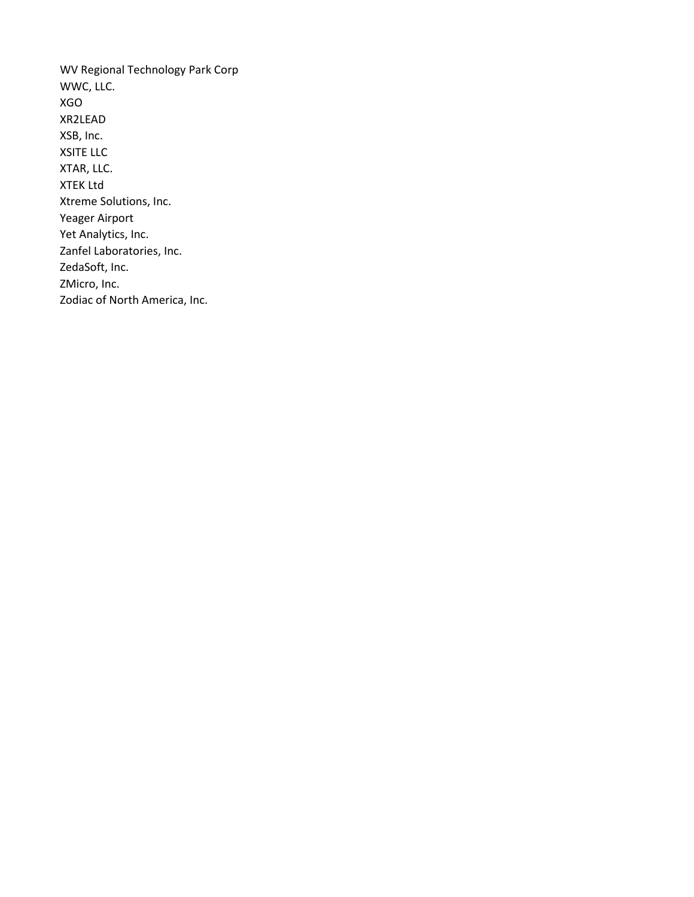WV Regional Technology Park Corp
WWC, LLC.
XGO
XR2LEAD
XSB, Inc.
XSITE LLC
XTAR, LLC.
XTEK Ltd
Xtreme Solutions, Inc.
Yeager Airport
Yet Analytics, Inc.
Zanfel Laboratories, Inc.
ZedaSoft, Inc.
ZMicro, Inc.
Zodiac of North America, Inc.